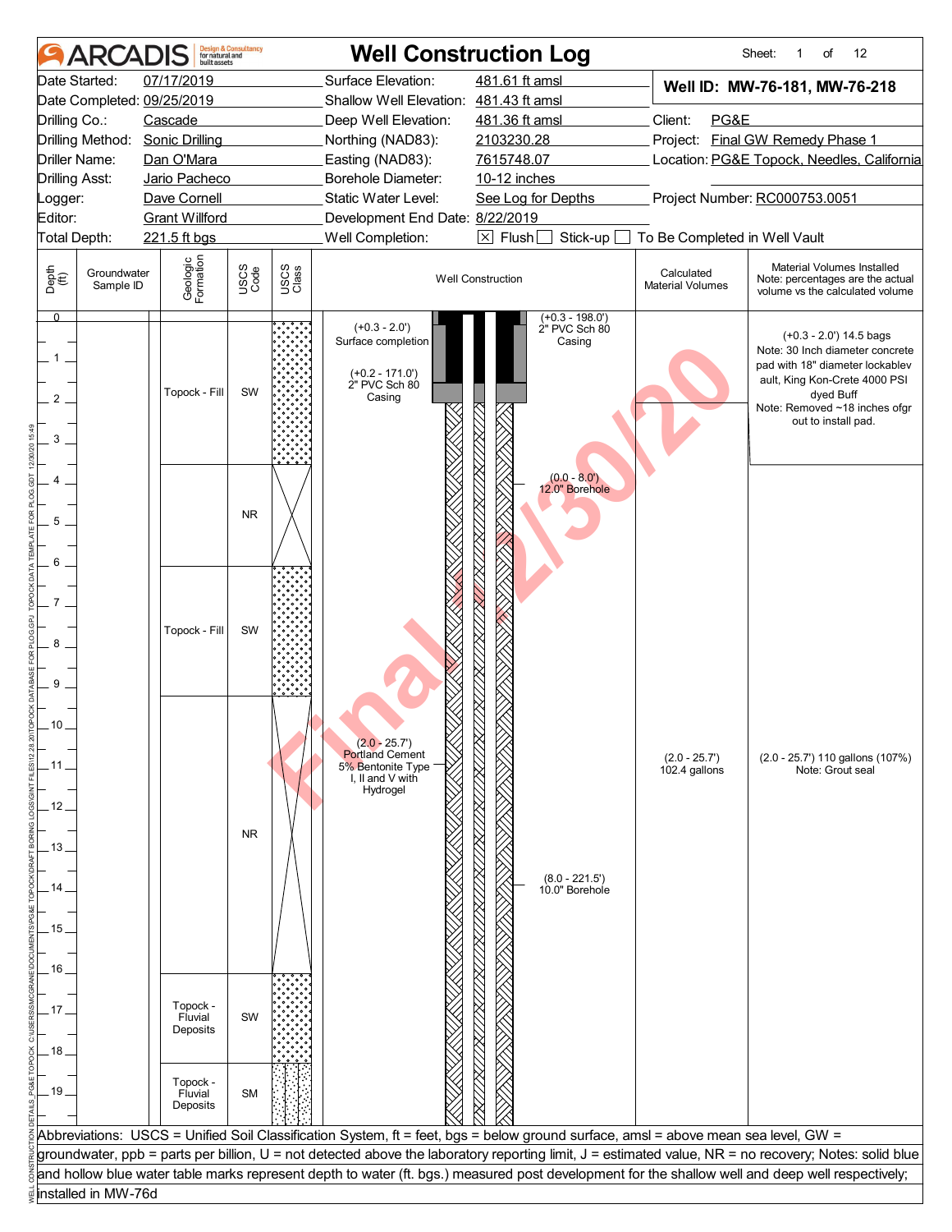# Well Construction Log

**ARCADIS** Design & Consultancy for natural and built assets

Sheet: 1 of 12

| | | | | | |
|---|---|---|---|---|---|
| Date Started: | 07/17/2019 | Surface Elevation: | 481.61 ft amsl | **Well ID: MW-76-181, MW-76-218** | |
| Date Completed: | 09/25/2019 | Shallow Well Elevation: | 481.43 ft amsl | | |
| Drilling Co.: | Cascade | Deep Well Elevation: | 481.36 ft amsl | Client: | PG&E |
| Drilling Method: | Sonic Drilling | Northing (NAD83): | 2103230.28 | Project: | Final GW Remedy Phase 1 |
| Driller Name: | Dan O'Mara | Easting (NAD83): | 7615748.07 | Location: | PG&E Topock, Needles, California |
| Drilling Asst: | Jario Pacheco | Borehole Diameter: | 10-12 inches | | |
| Logger: | Dave Cornell | Static Water Level: | See Log for Depths | Project Number: | RC000753.0051 |
| Editor: | Grant Willford | Development End Date: | 8/22/2019 | | |
| Total Depth: | 221.5 ft bgs | Well Completion: | ☒ Flush ☐ Stick-up ☐ To Be Completed in Well Vault | | |

| Depth (ft) | Groundwater Sample ID | Geologic Formation | USCS Code | USCS Class | Well Construction | Calculated Material Volumes | Material Volumes Installed (Note: percentages are the actual volume vs the calculated volume) |
|---|---|---|---|---|---|---|---|
| 0 – 3.5 | | Topock - Fill | SW | | (+0.3 - 2.0') Surface completion; (+0.2 - 171.0') 2" PVC Sch 80 Casing; (+0.3 - 198.0') 2" PVC Sch 80 Casing | | (+0.3 - 2.0') 14.5 bags. Note: 30 Inch diameter concrete pad with 18" diameter lockablevault, King Kon-Crete 4000 PSI dyed Buff. Note: Removed ~18 inches ofgrout to install pad. |
| 3.5 – 6 | | | NR | | (0.0 - 8.0') 12.0" Borehole | | |
| 6 – 9.3 | | Topock - Fill | SW | | | | |
| 9.3 – 16 | | | NR | | (2.0 - 25.7') Portland Cement 5% Bentonite Type I, II and V with Hydrogel; (8.0 - 221.5') 10.0" Borehole | (2.0 - 25.7') 102.4 gallons | (2.0 - 25.7') 110 gallons (107%) Note: Grout seal |
| 16 – 18.2 | | Topock - Fluvial Deposits | SW | | | | |
| 18.2 – 20 | | Topock - Fluvial Deposits | SM | | | | |

Abbreviations: USCS = Unified Soil Classification System, ft = feet, bgs = below ground surface, amsl = above mean sea level, GW = groundwater, ppb = parts per billion, U = not detected above the laboratory reporting limit, J = estimated value, NR = no recovery; Notes: solid blue and hollow blue water table marks represent depth to water (ft. bgs.) measured post development for the shallow well and deep well respectively; installed in MW-76d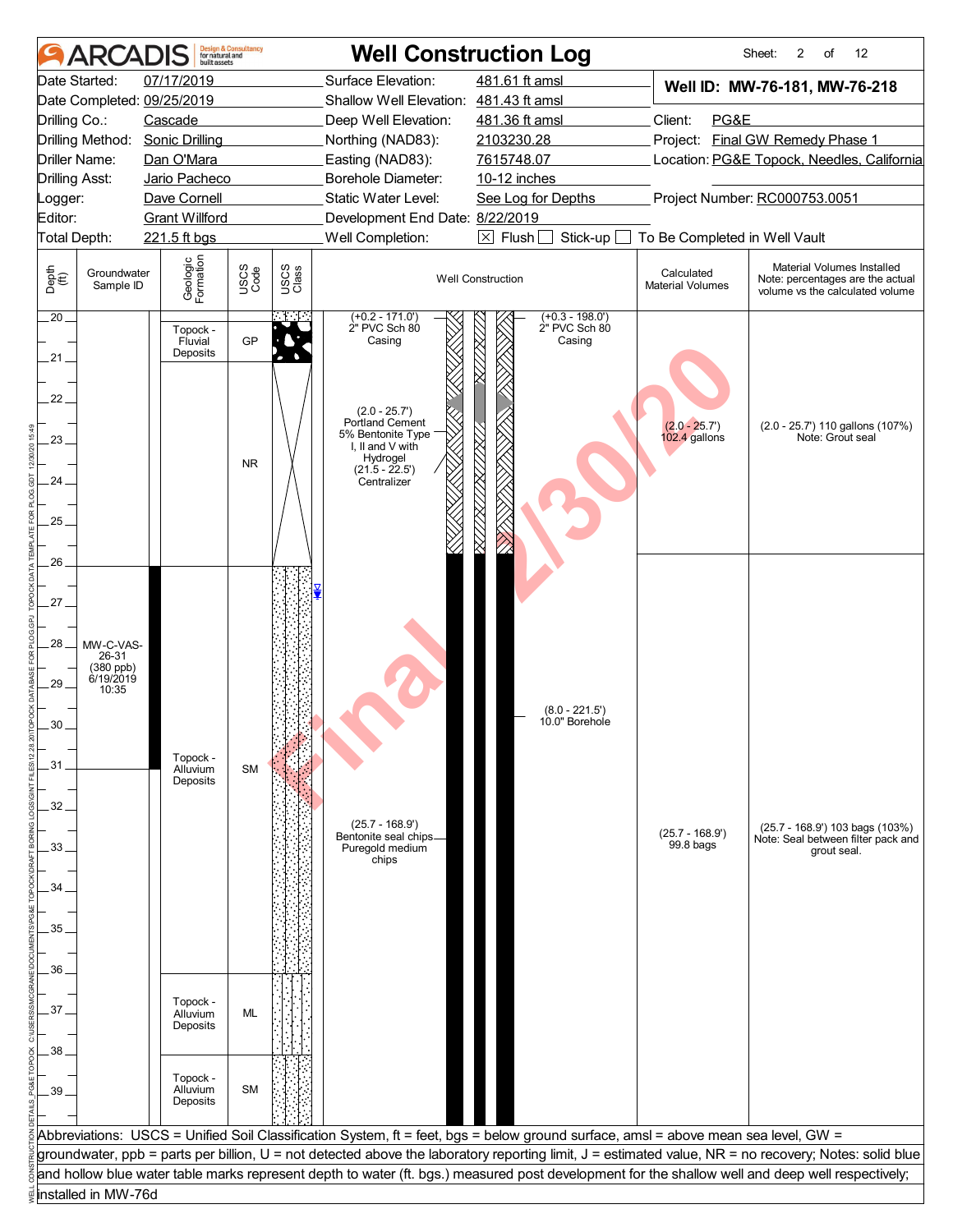# ARCADIS — Well Construction Log

Sheet: 2 of 12

| | | | |
|---|---|---|---|
| Date Started: | 07/17/2019 | Surface Elevation: | 481.61 ft amsl |
| Date Completed: | 09/25/2019 | Shallow Well Elevation: | 481.43 ft amsl |
| Drilling Co.: | Cascade | Deep Well Elevation: | 481.36 ft amsl |
| Drilling Method: | Sonic Drilling | Northing (NAD83): | 2103230.28 |
| Driller Name: | Dan O'Mara | Easting (NAD83): | 7615748.07 |
| Drilling Asst: | Jario Pacheco | Borehole Diameter: | 10-12 inches |
| Logger: | Dave Cornell | Static Water Level: | See Log for Depths |
| Editor: | Grant Willford | Development End Date: | 8/22/2019 |
| Total Depth: | 221.5 ft bgs | Well Completion: | [X] Flush [ ] Stick-up [ ] To Be Completed in Well Vault |

**Well ID: MW-76-181, MW-76-218**

Client: PG&E
Project: Final GW Remedy Phase 1
Location: PG&E Topock, Needles, California
Project Number: RC000753.0051

| Depth (ft) | Groundwater Sample ID | Geologic Formation | USCS Code | Well Construction | Calculated Material Volumes | Material Volumes Installed |
|---|---|---|---|---|---|---|
| 20 – 20.8 | | Topock - Fluvial Deposits | GP | (+0.2 - 171.0') 2" PVC Sch 80 Casing; (+0.3 - 198.0') 2" PVC Sch 80 Casing | | |
| 20.8 – 26 | | | NR | (2.0 - 25.7') Portland Cement 5% Bentonite Type I, II and V with Hydrogel; (21.5 - 22.5') Centralizer | (2.0 - 25.7') 102.4 gallons | (2.0 - 25.7') 110 gallons (107%) Note: Grout seal |
| 26 – 36 | MW-C-VAS-26-31 (380 ppb) 6/19/2019 10:35 | Topock - Alluvium Deposits | SM | (25.7 - 168.9') Bentonite seal chips Puregold medium chips; (8.0 - 221.5') 10.0" Borehole | (25.7 - 168.9') 99.8 bags | (25.7 - 168.9') 103 bags (103%) Note: Seal between filter pack and grout seal. |
| 36 – 38 | | Topock - Alluvium Deposits | ML | | | |
| 38 – 40 | | Topock - Alluvium Deposits | SM | | | |

Abbreviations: USCS = Unified Soil Classification System, ft = feet, bgs = below ground surface, amsl = above mean sea level, GW = groundwater, ppb = parts per billion, U = not detected above the laboratory reporting limit, J = estimated value, NR = no recovery; Notes: solid blue and hollow blue water table marks represent depth to water (ft. bgs.) measured post development for the shallow well and deep well respectively; installed in MW-76d

Final 12/30/20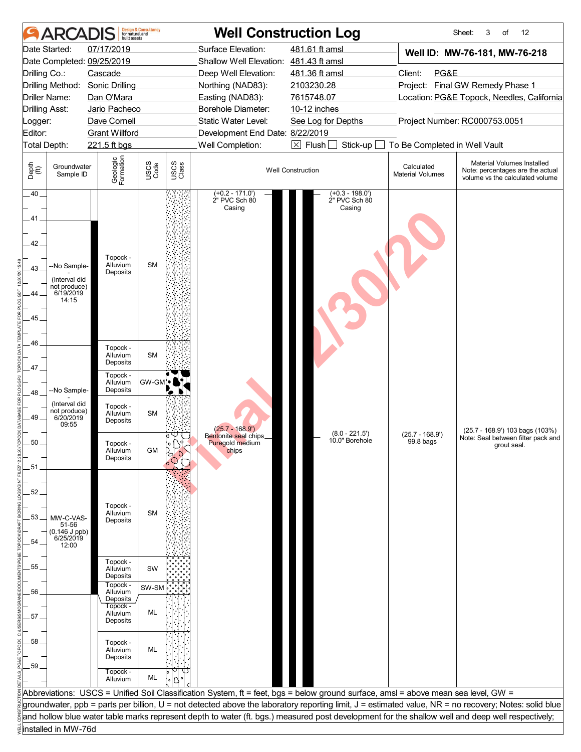# Well Construction Log

| | | | | |
|---|---|---|---|---|
| Date Started: | 07/17/2019 | Surface Elevation: | 481.61 ft amsl | **Well ID: MW-76-181, MW-76-218** |
| Date Completed: | 09/25/2019 | Shallow Well Elevation: | 481.43 ft amsl | |
| Drilling Co.: | Cascade | Deep Well Elevation: | 481.36 ft amsl | Client: PG&E |
| Drilling Method: | Sonic Drilling | Northing (NAD83): | 2103230.28 | Project: Final GW Remedy Phase 1 |
| Driller Name: | Dan O'Mara | Easting (NAD83): | 7615748.07 | Location: PG&E Topock, Needles, California |
| Drilling Asst: | Jario Pacheco | Borehole Diameter: | 10-12 inches | |
| Logger: | Dave Cornell | Static Water Level: | See Log for Depths | Project Number: RC000753.0051 |
| Editor: | Grant Willford | Development End Date: | 8/22/2019 | |
| Total Depth: | 221.5 ft bgs | Well Completion: | [X] Flush [ ] Stick-up [ ] To Be Completed in Well Vault | |

| Depth (ft) | Groundwater Sample ID | Geologic Formation | USCS Code | Well Construction | Calculated Material Volumes | Material Volumes Installed (Note: percentages are the actual volume vs the calculated volume) |
|---|---|---|---|---|---|---|
| 40–46 | --No Sample-- (Interval did not produce) 6/19/2019 14:15 | Topock - Alluvium Deposits | SM | (+0.2 - 171.0') 2" PVC Sch 80 Casing; (+0.3 - 198.0') 2" PVC Sch 80 Casing | | |
| 46–47 | --No Sample-- (Interval did not produce) 6/20/2019 09:55 | Topock - Alluvium Deposits | SM | | | |
| 47–48 | | Topock - Alluvium Deposits | GW-GM | | | |
| 48–49.5 | | Topock - Alluvium Deposits | SM | | | |
| 49.5–51 | | Topock - Alluvium Deposits | GM | (25.7 - 168.9') Bentonite seal chips Puregold medium chips; (8.0 - 221.5') 10.0" Borehole | (25.7 - 168.9') 99.8 bags | (25.7 - 168.9') 103 bags (103%) Note: Seal between filter pack and grout seal. |
| 51–54.6 | MW-C-VAS-51-56 (0.146 J ppb) 6/25/2019 12:00 | Topock - Alluvium Deposits | SM | | | |
| 54.6–55.6 | | Topock - Alluvium Deposits | SW | | | |
| 55.6–56.4 | | Topock - Alluvium Deposits | SW-SM | | | |
| 56.4–57.8 | | Topock - Alluvium Deposits | ML | | | |
| 57.8–59 | | Topock - Alluvium Deposits | ML | | | |
| 59–60 | | Topock - Alluvium | ML | | | |

Abbreviations: USCS = Unified Soil Classification System, ft = feet, bgs = below ground surface, amsl = above mean sea level, GW = groundwater, ppb = parts per billion, U = not detected above the laboratory reporting limit, J = estimated value, NR = no recovery; Notes: solid blue and hollow blue water table marks represent depth to water (ft. bgs.) measured post development for the shallow well and deep well respectively; installed in MW-76d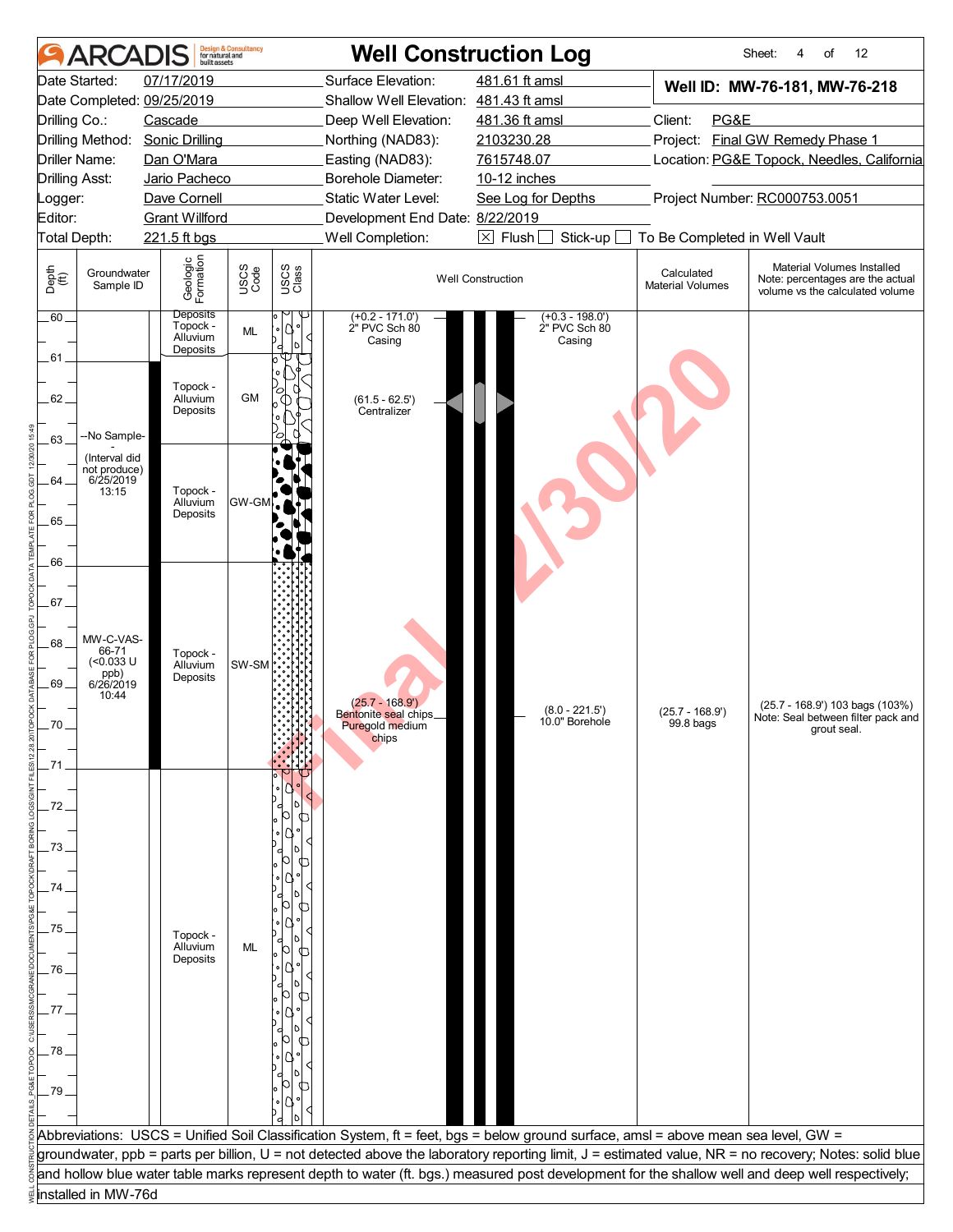# ARCADIS — Well Construction Log

Sheet: 4 of 12

| | | | |
|---|---|---|---|
| Date Started: | 07/17/2019 | Surface Elevation: | 481.61 ft amsl |
| Date Completed: | 09/25/2019 | Shallow Well Elevation: | 481.43 ft amsl |
| Drilling Co.: | Cascade | Deep Well Elevation: | 481.36 ft amsl |
| Drilling Method: | Sonic Drilling | Northing (NAD83): | 2103230.28 |
| Driller Name: | Dan O'Mara | Easting (NAD83): | 7615748.07 |
| Drilling Asst: | Jario Pacheco | Borehole Diameter: | 10-12 inches |
| Logger: | Dave Cornell | Static Water Level: | See Log for Depths |
| Editor: | Grant Willford | Development End Date: | 8/22/2019 |
| Total Depth: | 221.5 ft bgs | Well Completion: | ☒ Flush ☐ Stick-up ☐ To Be Completed in Well Vault |

**Well ID: MW-76-181, MW-76-218**

Client: PG&E
Project: Final GW Remedy Phase 1
Location: PG&E Topock, Needles, California
Project Number: RC000753.0051

| Depth (ft) | Groundwater Sample ID | Geologic Formation | USCS Code | Well Construction | Calculated Material Volumes | Material Volumes Installed (Note: percentages are the actual volume vs the calculated volume) |
|---|---|---|---|---|---|---|
| 60–61 | | Topock - Alluvium Deposits | ML | (+0.2 - 171.0') 2" PVC Sch 80 Casing; (+0.3 - 198.0') 2" PVC Sch 80 Casing | | |
| 61–63.2 | --No Sample- - (Interval did not produce) 6/25/2019 13:15 | Topock - Alluvium Deposits | GM | (61.5 - 62.5') Centralizer | | |
| 63.2–66 | | Topock - Alluvium Deposits | GW-GM | | | |
| 66–71 | MW-C-VAS-66-71 (<0.033 U ppb) 6/26/2019 10:44 | Topock - Alluvium Deposits | SW-SM | (25.7 - 168.9') Bentonite seal chips Puregold medium chips; (8.0 - 221.5') 10.0" Borehole | (25.7 - 168.9') 99.8 bags | (25.7 - 168.9') 103 bags (103%) Note: Seal between filter pack and grout seal. |
| 71–80 | | Topock - Alluvium Deposits | ML | | | |

Abbreviations: USCS = Unified Soil Classification System, ft = feet, bgs = below ground surface, amsl = above mean sea level, GW = groundwater, ppb = parts per billion, U = not detected above the laboratory reporting limit, J = estimated value, NR = no recovery; Notes: solid blue and hollow blue water table marks represent depth to water (ft. bgs.) measured post development for the shallow well and deep well respectively; installed in MW-76d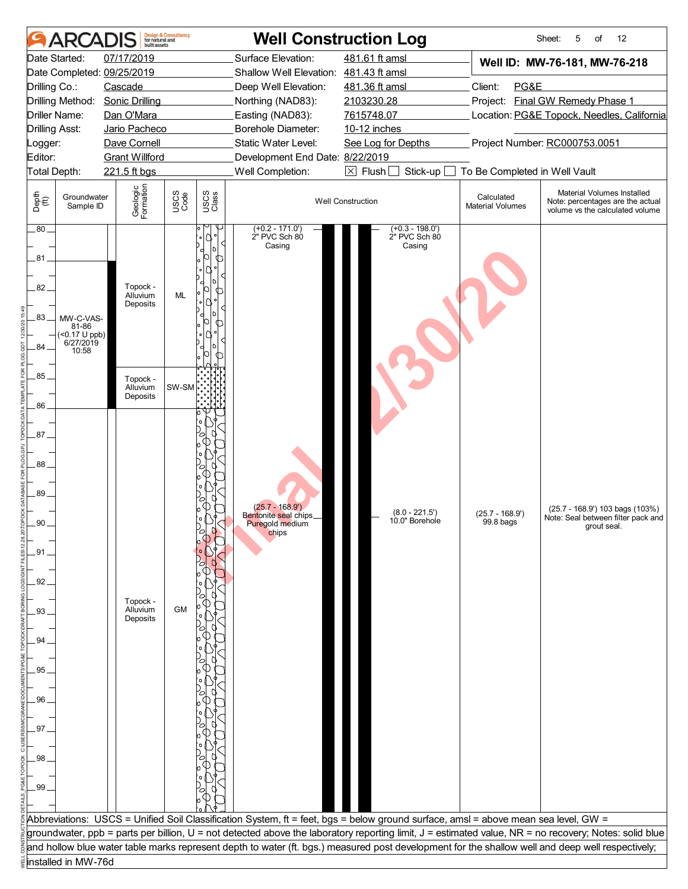# ARCADIS Well Construction Log

| | | | |
|---|---|---|---|
| Date Started: | 07/17/2019 | Surface Elevation: | 481.61 ft amsl |
| Date Completed: | 09/25/2019 | Shallow Well Elevation: | 481.43 ft amsl |
| Drilling Co.: | Cascade | Deep Well Elevation: | 481.36 ft amsl |
| Drilling Method: | Sonic Drilling | Northing (NAD83): | 2103230.28 |
| Driller Name: | Dan O'Mara | Easting (NAD83): | 7615748.07 |
| Drilling Asst: | Jario Pacheco | Borehole Diameter: | 10-12 inches |
| Logger: | Dave Cornell | Static Water Level: | See Log for Depths |
| Editor: | Grant Willford | Development End Date: | 8/22/2019 |
| Total Depth: | 221.5 ft bgs | Well Completion: | ☒ Flush ☐ Stick-up ☐ To Be Completed in Well Vault |

**Well ID: MW-76-181, MW-76-218**

Client: PG&E
Project: Final GW Remedy Phase 1
Location: PG&E Topock, Needles, California
Project Number: RC000753.0051

| Depth (ft) | Groundwater Sample ID | Geologic Formation | USCS Code | Well Construction | Calculated Material Volumes | Material Volumes Installed (Note: percentages are the actual volume vs the calculated volume) |
|---|---|---|---|---|---|---|
| 80–85 | MW-C-VAS-81-86 (<0.17 U ppb) 6/27/2019 10:58 | Topock - Alluvium Deposits | ML | (+0.2 - 171.0') 2" PVC Sch 80 Casing; (+0.3 - 198.0') 2" PVC Sch 80 Casing | | |
| 85–86 | | Topock - Alluvium Deposits | SW-SM | | | |
| 86–100 | | Topock - Alluvium Deposits | GM | (25.7 - 168.9') Bentonite seal chips Puregold medium chips; (8.0 - 221.5') 10.0" Borehole | (25.7 - 168.9') 99.8 bags | (25.7 - 168.9') 103 bags (103%) Note: Seal between filter pack and grout seal. |

Abbreviations: USCS = Unified Soil Classification System, ft = feet, bgs = below ground surface, amsl = above mean sea level, GW = groundwater, ppb = parts per billion, U = not detected above the laboratory reporting limit, J = estimated value, NR = no recovery; Notes: solid blue and hollow blue water table marks represent depth to water (ft. bgs.) measured post development for the shallow well and deep well respectively; installed in MW-76d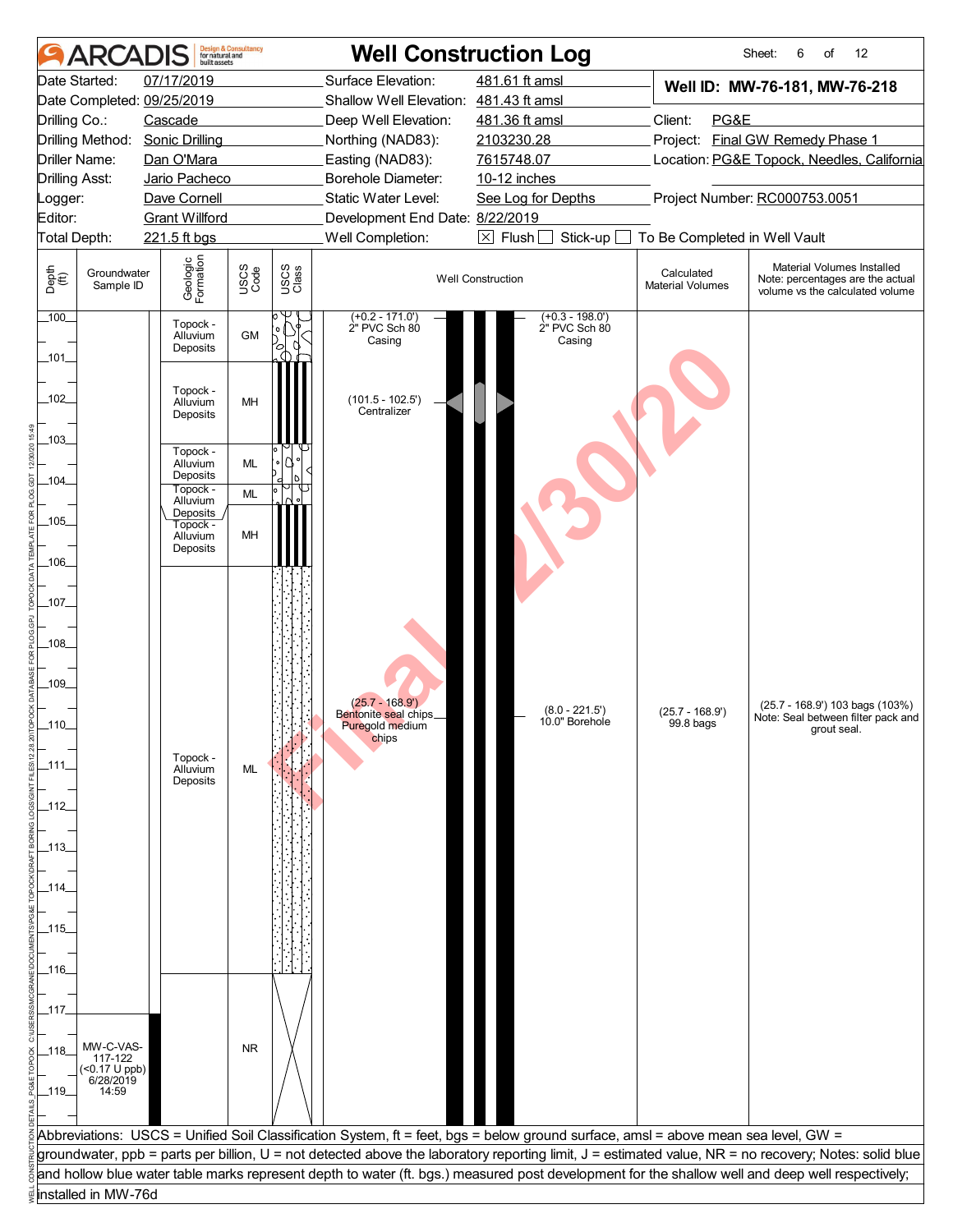# ARCADIS — Well Construction Log

Sheet: 6 of 12

| | | | |
|---|---|---|---|
| Date Started: 07/17/2019 | Surface Elevation: 481.61 ft amsl | **Well ID: MW-76-181, MW-76-218** | |
| Date Completed: 09/25/2019 | Shallow Well Elevation: 481.43 ft amsl | | |
| Drilling Co.: Cascade | Deep Well Elevation: 481.36 ft amsl | Client: PG&E | |
| Drilling Method: Sonic Drilling | Northing (NAD83): 2103230.28 | Project: Final GW Remedy Phase 1 | |
| Driller Name: Dan O'Mara | Easting (NAD83): 7615748.07 | Location: PG&E Topock, Needles, California | |
| Drilling Asst: Jario Pacheco | Borehole Diameter: 10-12 inches | | |
| Logger: Dave Cornell | Static Water Level: See Log for Depths | Project Number: RC000753.0051 | |
| Editor: Grant Willford | Development End Date: 8/22/2019 | | |
| Total Depth: 221.5 ft bgs | Well Completion: ☒ Flush ☐ Stick-up ☐ To Be Completed in Well Vault | | |

| Depth (ft) | Groundwater Sample ID | Geologic Formation | USCS Code | Well Construction | Calculated Material Volumes | Material Volumes Installed (Note: percentages are the actual volume vs the calculated volume) |
|---|---|---|---|---|---|---|
| 100–101 | | Topock - Alluvium Deposits | GM | (+0.2 - 171.0') 2" PVC Sch 80 Casing; (+0.3 - 198.0') 2" PVC Sch 80 Casing | | |
| 101–103 | | Topock - Alluvium Deposits | MH | (101.5 - 102.5') Centralizer | | |
| 103–104 | | Topock - Alluvium Deposits | ML | | | |
| 104–104.5 | | Topock - Alluvium Deposits | ML | | | |
| 104.5–106 | | Topock - Alluvium Deposits | MH | | | |
| 106–116 | | Topock - Alluvium Deposits | ML | (25.7 - 168.9') Bentonite seal chips Puregold medium chips; (8.0 - 221.5') 10.0" Borehole | (25.7 - 168.9') 99.8 bags | (25.7 - 168.9') 103 bags (103%) Note: Seal between filter pack and grout seal. |
| 116–120 | MW-C-VAS-117-122 (<0.17 U ppb) 6/28/2019 14:59 | | NR | | | |

Abbreviations: USCS = Unified Soil Classification System, ft = feet, bgs = below ground surface, amsl = above mean sea level, GW = groundwater, ppb = parts per billion, U = not detected above the laboratory reporting limit, J = estimated value, NR = no recovery; Notes: solid blue and hollow blue water table marks represent depth to water (ft. bgs.) measured post development for the shallow well and deep well respectively; installed in MW-76d

Final 12/30/20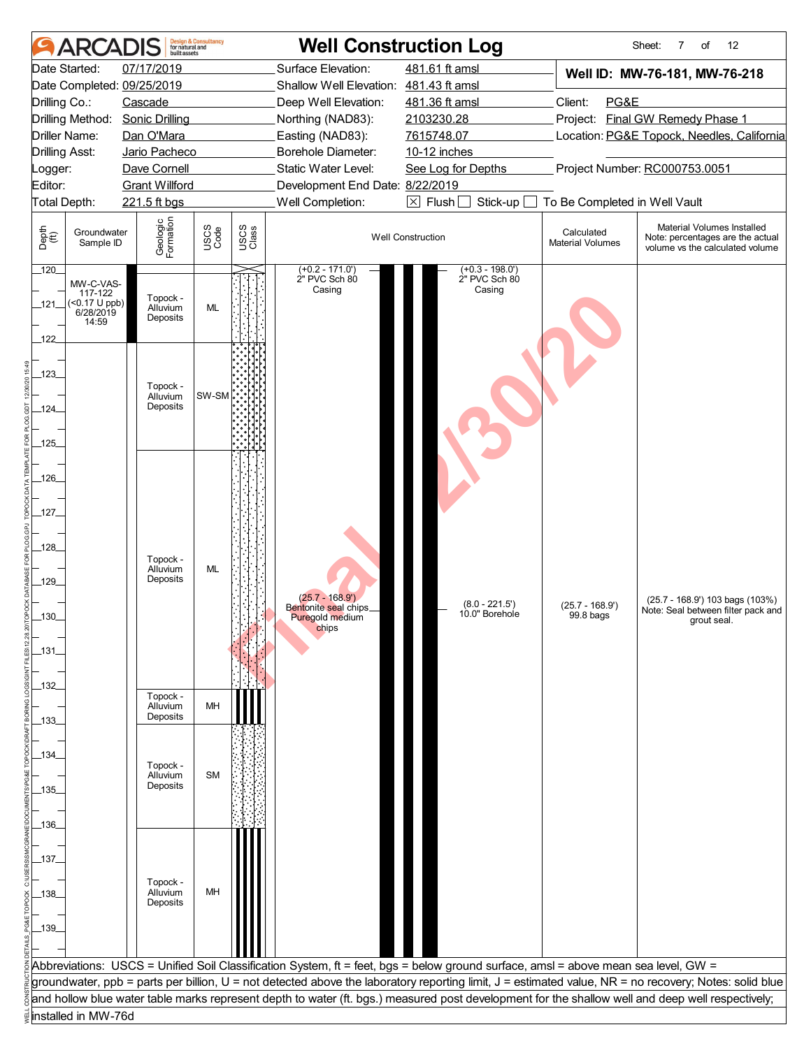# Well Construction Log

ARCADIS Design & Consultancy for natural and built assets

Sheet: 7 of 12

| | | | |
|---|---|---|---|
| Date Started: | 07/17/2019 | Surface Elevation: | 481.61 ft amsl |
| Date Completed: | 09/25/2019 | Shallow Well Elevation: | 481.43 ft amsl |
| Drilling Co.: | Cascade | Deep Well Elevation: | 481.36 ft amsl |
| Drilling Method: | Sonic Drilling | Northing (NAD83): | 2103230.28 |
| Driller Name: | Dan O'Mara | Easting (NAD83): | 7615748.07 |
| Drilling Asst: | Jario Pacheco | Borehole Diameter: | 10-12 inches |
| Logger: | Dave Cornell | Static Water Level: | See Log for Depths |
| Editor: | Grant Willford | Development End Date: | 8/22/2019 |
| Total Depth: | 221.5 ft bgs | Well Completion: | ☒ Flush ☐ Stick-up ☐ To Be Completed in Well Vault |

**Well ID: MW-76-181, MW-76-218**

Client: PG&E
Project: Final GW Remedy Phase 1
Location: PG&E Topock, Needles, California
Project Number: RC000753.0051

| Depth (ft) | Groundwater Sample ID | Geologic Formation | USCS Code | Well Construction | Calculated Material Volumes | Material Volumes Installed (Note: percentages are the actual volume vs the calculated volume) |
|---|---|---|---|---|---|---|
| 120–122 | MW-C-VAS-117-122 (<0.17 U ppb) 6/28/2019 14:59 | Topock - Alluvium Deposits | ML | (+0.2 - 171.0') 2" PVC Sch 80 Casing; (+0.3 - 198.0') 2" PVC Sch 80 Casing | | |
| 122–125.2 | | Topock - Alluvium Deposits | SW-SM | | | |
| 125.2–132.1 | | Topock - Alluvium Deposits | ML | (25.7 - 168.9') Bentonite seal chips Puregold medium chips; (8.0 - 221.5') 10.0" Borehole | (25.7 - 168.9') 99.8 bags | (25.7 - 168.9') 103 bags (103%) Note: Seal between filter pack and grout seal. |
| 132.1–133.1 | | Topock - Alluvium Deposits | MH | | | |
| 133.1–136.1 | | Topock - Alluvium Deposits | SM | | | |
| 136.1–140 | | Topock - Alluvium Deposits | MH | | | |

Abbreviations: USCS = Unified Soil Classification System, ft = feet, bgs = below ground surface, amsl = above mean sea level, GW = groundwater, ppb = parts per billion, U = not detected above the laboratory reporting limit, J = estimated value, NR = no recovery; Notes: solid blue and hollow blue water table marks represent depth to water (ft. bgs.) measured post development for the shallow well and deep well respectively; installed in MW-76d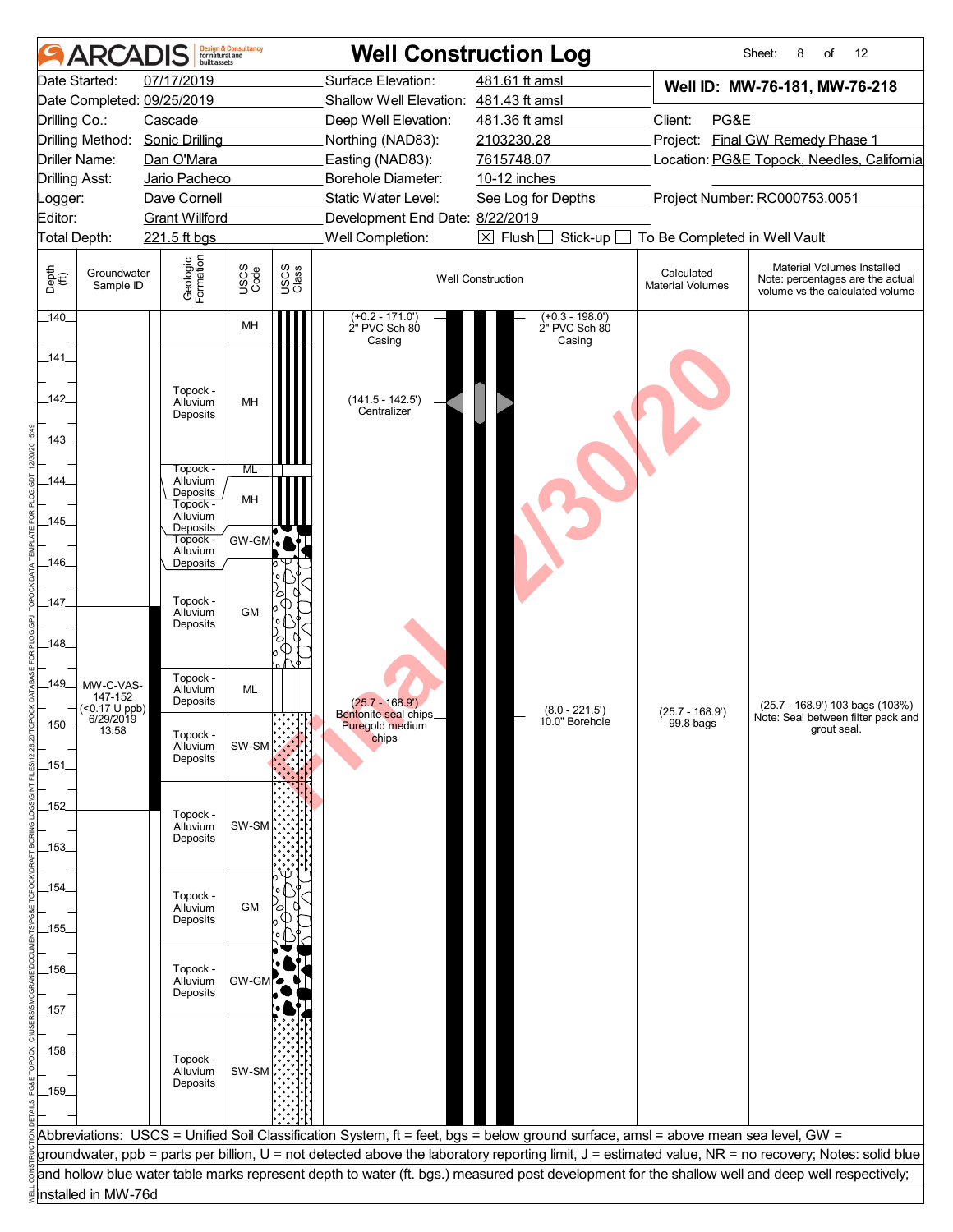# Well Construction Log

**ARCADIS** Design & Consultancy for natural and built assets

| | | | |
|---|---|---|---|
| Date Started: | 07/17/2019 | Surface Elevation: | 481.61 ft amsl |
| Date Completed: | 09/25/2019 | Shallow Well Elevation: | 481.43 ft amsl |
| Drilling Co.: | Cascade | Deep Well Elevation: | 481.36 ft amsl |
| Drilling Method: | Sonic Drilling | Northing (NAD83): | 2103230.28 |
| Driller Name: | Dan O'Mara | Easting (NAD83): | 7615748.07 |
| Drilling Asst: | Jario Pacheco | Borehole Diameter: | 10-12 inches |
| Logger: | Dave Cornell | Static Water Level: | See Log for Depths |
| Editor: | Grant Willford | Development End Date: | 8/22/2019 |
| Total Depth: | 221.5 ft bgs | Well Completion: | ☒ Flush ☐ Stick-up ☐ To Be Completed in Well Vault |

**Well ID: MW-76-181, MW-76-218**

Client: PG&E
Project: Final GW Remedy Phase 1
Location: PG&E Topock, Needles, California
Project Number: RC000753.0051

| Depth (ft) | Groundwater Sample ID | Geologic Formation | USCS Code |
|---|---|---|---|
| 140–140.6 | | | MH |
| 140.6–143.7 | | Topock - Alluvium Deposits | MH |
| 143.7–143.9 | | Topock - Alluvium Deposits | ML |
| 143.9–144.9 | | Topock - Alluvium Deposits | MH |
| 144.9–145.7 | | Topock - Alluvium Deposits | GW-GM |
| 145.7–148.6 | | Topock - Alluvium Deposits | GM |
| 148.6–149.7 | MW-C-VAS-147-152 (<0.17 U ppb) 6/29/2019 13:58 | Topock - Alluvium Deposits | ML |
| 149.7–151.8 | | Topock - Alluvium Deposits | SW-SM |
| 151.8–154 | | Topock - Alluvium Deposits | SW-SM |
| 154–155.8 | | Topock - Alluvium Deposits | GM |
| 155.8–157.6 | | Topock - Alluvium Deposits | GW-GM |
| 157.6–160 | | Topock - Alluvium Deposits | SW-SM |

**Well Construction:**

- (+0.2 - 171.0') 2" PVC Sch 80 Casing
- (+0.3 - 198.0') 2" PVC Sch 80 Casing
- (141.5 - 142.5') Centralizer
- (25.7 - 168.9') Bentonite seal chips Puregold medium chips
- (8.0 - 221.5') 10.0" Borehole

**Calculated Material Volumes:** (25.7 - 168.9') 99.8 bags

**Material Volumes Installed** (Note: percentages are the actual volume vs the calculated volume): (25.7 - 168.9') 103 bags (103%) Note: Seal between filter pack and grout seal.

Abbreviations: USCS = Unified Soil Classification System, ft = feet, bgs = below ground surface, amsl = above mean sea level, GW = groundwater, ppb = parts per billion, U = not detected above the laboratory reporting limit, J = estimated value, NR = no recovery; Notes: solid blue and hollow blue water table marks represent depth to water (ft. bgs.) measured post development for the shallow well and deep well respectively; installed in MW-76d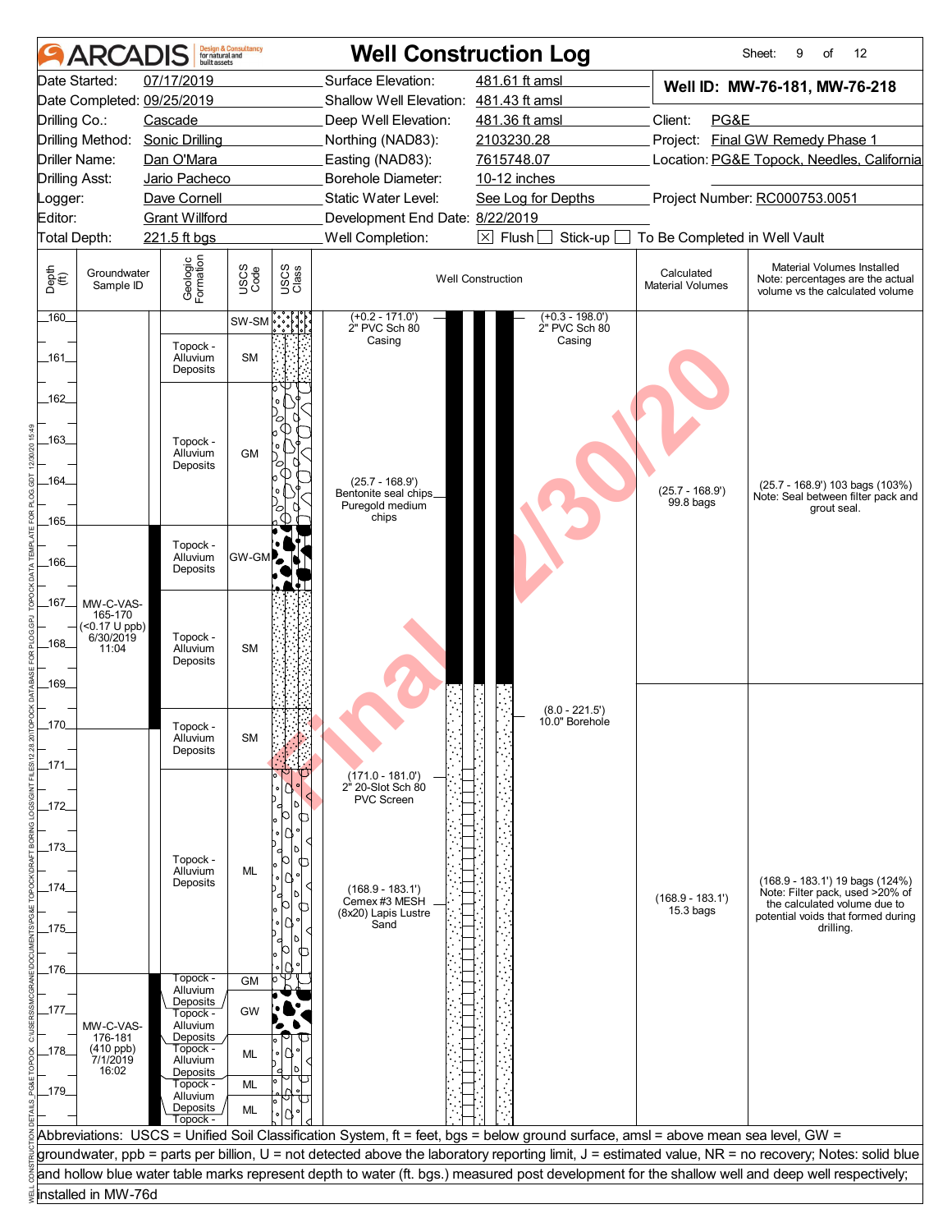# ARCADIS — Well Construction Log

Sheet: 9 of 12

| | | | | | |
|---|---|---|---|---|---|
| Date Started: | 07/17/2019 | Surface Elevation: | 481.61 ft amsl | **Well ID: MW-76-181, MW-76-218** | |
| Date Completed: | 09/25/2019 | Shallow Well Elevation: | 481.43 ft amsl | | |
| Drilling Co.: | Cascade | Deep Well Elevation: | 481.36 ft amsl | Client: | PG&E |
| Drilling Method: | Sonic Drilling | Northing (NAD83): | 2103230.28 | Project: | Final GW Remedy Phase 1 |
| Driller Name: | Dan O'Mara | Easting (NAD83): | 7615748.07 | Location: | PG&E Topock, Needles, California |
| Drilling Asst: | Jario Pacheco | Borehole Diameter: | 10-12 inches | | |
| Logger: | Dave Cornell | Static Water Level: | See Log for Depths | Project Number: | RC000753.0051 |
| Editor: | Grant Willford | Development End Date: | 8/22/2019 | | |
| Total Depth: | 221.5 ft bgs | Well Completion: | ☒ Flush ☐ Stick-up ☐ To Be Completed in Well Vault | | |

| Depth (ft) | Groundwater Sample ID | Geologic Formation | USCS Code | Well Construction | Calculated Material Volumes | Material Volumes Installed (Note: percentages are the actual volume vs the calculated volume) |
|---|---|---|---|---|---|---|
| 160 | | | SW-SM | (+0.2 - 171.0') 2" PVC Sch 80 Casing; (+0.3 - 198.0') 2" PVC Sch 80 Casing | | |
| 160–161 | | Topock - Alluvium Deposits | SM | | | |
| 161.5–165 | | Topock - Alluvium Deposits | GM | (25.7 - 168.9') Bentonite seal chips Puregold medium chips | (25.7 - 168.9') 99.8 bags | (25.7 - 168.9') 103 bags (103%) Note: Seal between filter pack and grout seal. |
| 165–166.5 | | Topock - Alluvium Deposits | GW-GM | | | |
| 166.5–169.5 | MW-C-VAS-165-170 (<0.17 U ppb) 6/30/2019 11:04 | Topock - Alluvium Deposits | SM | | | |
| 169.5–171 | | Topock - Alluvium Deposits | SM | (8.0 - 221.5') 10.0" Borehole | | |
| 171–176 | | Topock - Alluvium Deposits | ML | (171.0 - 181.0') 2" 20-Slot Sch 80 PVC Screen; (168.9 - 183.1') Cemex #3 MESH (8x20) Lapis Lustre Sand | (168.9 - 183.1') 15.3 bags | (168.9 - 183.1') 19 bags (124%) Note: Filter pack, used >20% of the calculated volume due to potential voids that formed during drilling. |
| 176–176.5 | | Topock - Alluvium Deposits | GM | | | |
| 176.5–177.5 | MW-C-VAS-176-181 (410 ppb) 7/1/2019 16:02 | Topock - Alluvium Deposits | GW | | | |
| 177.5–178.5 | | Topock - Alluvium Deposits | ML | | | |
| 178.5–179 | | Topock - Alluvium Deposits | ML | | | |
| 179–180 | | Topock - Alluvium Deposits | ML | | | |

Abbreviations: USCS = Unified Soil Classification System, ft = feet, bgs = below ground surface, amsl = above mean sea level, GW = groundwater, ppb = parts per billion, U = not detected above the laboratory reporting limit, J = estimated value, NR = no recovery; Notes: solid blue and hollow blue water table marks represent depth to water (ft. bgs.) measured post development for the shallow well and deep well respectively; installed in MW-76d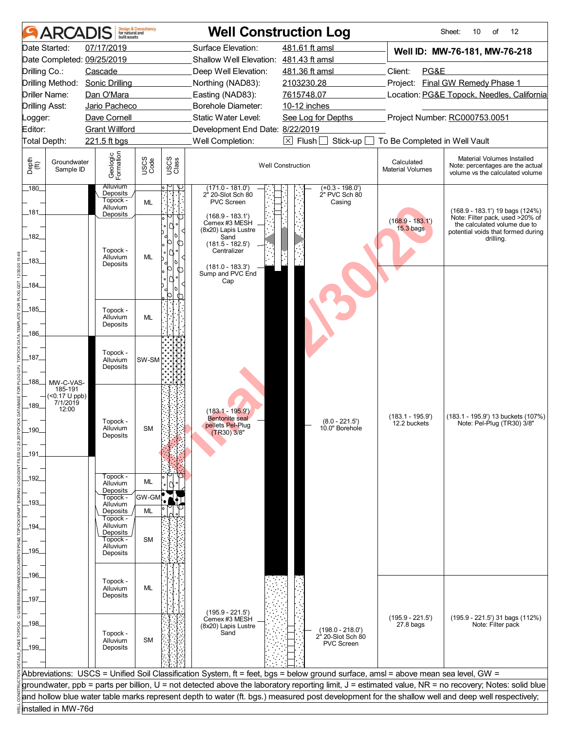# Well Construction Log

| | | | | | |
|---|---|---|---|---|---|
| Date Started: | 07/17/2019 | Surface Elevation: | 481.61 ft amsl | **Well ID: MW-76-181, MW-76-218** | |
| Date Completed: | 09/25/2019 | Shallow Well Elevation: | 481.43 ft amsl | | |
| Drilling Co.: | Cascade | Deep Well Elevation: | 481.36 ft amsl | Client: | PG&E |
| Drilling Method: | Sonic Drilling | Northing (NAD83): | 2103230.28 | Project: | Final GW Remedy Phase 1 |
| Driller Name: | Dan O'Mara | Easting (NAD83): | 7615748.07 | Location: | PG&E Topock, Needles, California |
| Drilling Asst: | Jario Pacheco | Borehole Diameter: | 10-12 inches | | |
| Logger: | Dave Cornell | Static Water Level: | See Log for Depths | Project Number: | RC000753.0051 |
| Editor: | Grant Willford | Development End Date: | 8/22/2019 | | |
| Total Depth: | 221.5 ft bgs | Well Completion: | ☒ Flush ☐ Stick-up ☐ To Be Completed in Well Vault | | |

| Depth (ft) | Groundwater Sample ID | Geologic Formation | USCS Code | Well Construction | Calculated Material Volumes | Material Volumes Installed (Note: percentages are the actual volume vs the calculated volume) |
|---|---|---|---|---|---|---|
| 180–181 | | Alluvium Deposits / Topock - Alluvium Deposits | ML | (171.0 - 181.0') 2" 20-Slot Sch 80 PVC Screen; (+0.3 - 198.0') 2" PVC Sch 80 Casing | | |
| 181–185 | | Topock - Alluvium Deposits | ML | (168.9 - 183.1') Cemex #3 MESH (8x20) Lapis Lustre Sand; (181.5 - 182.5') Centralizer; (181.0 - 183.3') Sump and PVC End Cap | (168.9 - 183.1') 15.3 bags | (168.9 - 183.1') 19 bags (124%) Note: Filter pack, used >20% of the calculated volume due to potential voids that formed during drilling. |
| 185–186 | | Topock - Alluvium Deposits | ML | | | |
| 186–188 | | Topock - Alluvium Deposits | SW-SM | | | |
| 188–191 | MW-C-VAS-185-191 (<0.17 U ppb) 7/1/2019 12:00 | Topock - Alluvium Deposits | SM | (183.1 - 195.9') Bentonite seal pellets Pel-Plug (TR30) 3/8"; (8.0 - 221.5') 10.0" Borehole | (183.1 - 195.9') 12.2 buckets | (183.1 - 195.9') 13 buckets (107%) Note: Pel-Plug (TR30) 3/8" |
| 191–192.7 | | Topock - Alluvium Deposits | ML | | | |
| 192.7–193.2 | | Topock - Alluvium Deposits | GW-GM | | | |
| 193.2–193.6 | | Topock - Alluvium Deposits | ML | | | |
| 193.6–195.5 | | Topock - Alluvium Deposits | SM | | | |
| 195.5–197.6 | | Topock - Alluvium Deposits | ML | | | |
| 197.6–199+ | | Topock - Alluvium Deposits | SM | (195.9 - 221.5') Cemex #3 MESH (8x20) Lapis Lustre Sand; (198.0 - 218.0') 2" 20-Slot Sch 80 PVC Screen | (195.9 - 221.5') 27.8 bags | (195.9 - 221.5') 31 bags (112%) Note: Filter pack |

Abbreviations: USCS = Unified Soil Classification System, ft = feet, bgs = below ground surface, amsl = above mean sea level, GW = groundwater, ppb = parts per billion, U = not detected above the laboratory reporting limit, J = estimated value, NR = no recovery; Notes: solid blue and hollow blue water table marks represent depth to water (ft. bgs.) measured post development for the shallow well and deep well respectively; installed in MW-76d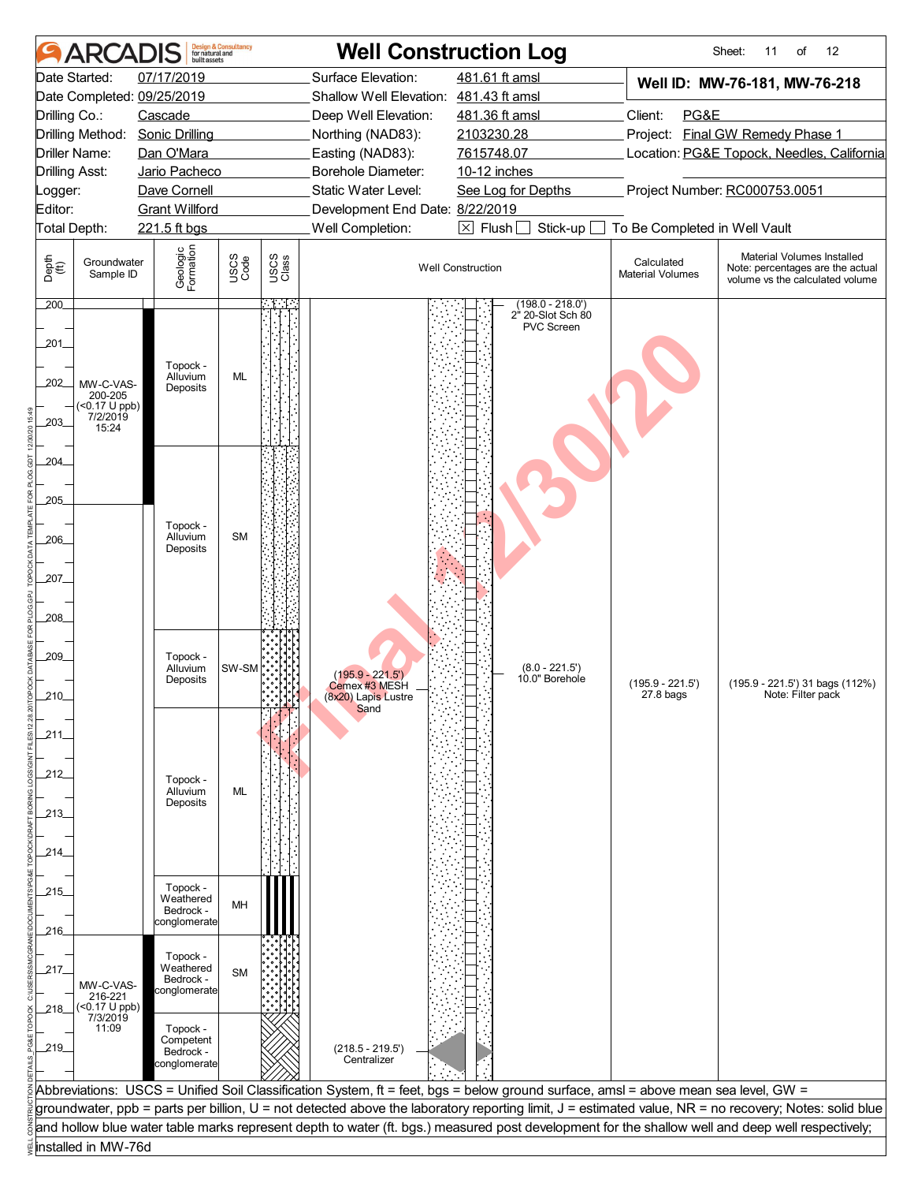# Well Construction Log

ARCADIS Design & Consultancy for natural and built assets

Sheet: 11 of 12

| | | | |
|---|---|---|---|
| Date Started: | 07/17/2019 | Surface Elevation: | 481.61 ft amsl |
| Date Completed: | 09/25/2019 | Shallow Well Elevation: | 481.43 ft amsl |
| Drilling Co.: | Cascade | Deep Well Elevation: | 481.36 ft amsl |
| Drilling Method: | Sonic Drilling | Northing (NAD83): | 2103230.28 |
| Driller Name: | Dan O'Mara | Easting (NAD83): | 7615748.07 |
| Drilling Asst: | Jario Pacheco | Borehole Diameter: | 10-12 inches |
| Logger: | Dave Cornell | Static Water Level: | See Log for Depths |
| Editor: | Grant Willford | Development End Date: | 8/22/2019 |
| Total Depth: | 221.5 ft bgs | Well Completion: | ☒ Flush ☐ Stick-up ☐ To Be Completed in Well Vault |

**Well ID: MW-76-181, MW-76-218**

Client: PG&E
Project: Final GW Remedy Phase 1
Location: PG&E Topock, Needles, California
Project Number: RC000753.0051

| Depth (ft) | Groundwater Sample ID | Geologic Formation | USCS Code | Well Construction | Calculated Material Volumes | Material Volumes Installed (Note: percentages are the actual volume vs the calculated volume) |
|---|---|---|---|---|---|---|
| 200–203.5 | MW-C-VAS-200-205 (<0.17 U ppb) 7/2/2019 15:24 | Topock - Alluvium Deposits | ML | (198.0 - 218.0') 2" 20-Slot Sch 80 PVC Screen | | |
| 203.5–208.3 | | Topock - Alluvium Deposits | SM | | | |
| 208.3–210.3 | | Topock - Alluvium Deposits | SW-SM | (195.9 - 221.5') Cemex #3 MESH (8x20) Lapis Lustre Sand; (8.0 - 221.5') 10.0" Borehole | (195.9 - 221.5') 27.8 bags | (195.9 - 221.5') 31 bags (112%) Note: Filter pack |
| 210.3–214.6 | | Topock - Alluvium Deposits | ML | | | |
| 214.6–216.1 | | Topock - Weathered Bedrock - conglomerate | MH | | | |
| 216.1–218.1 | MW-C-VAS-216-221 (<0.17 U ppb) 7/3/2019 11:09 | Topock - Weathered Bedrock - conglomerate | SM | | | |
| 218.1–220 | | Topock - Competent Bedrock - conglomerate | | (218.5 - 219.5') Centralizer | | |

Abbreviations: USCS = Unified Soil Classification System, ft = feet, bgs = below ground surface, amsl = above mean sea level, GW = groundwater, ppb = parts per billion, U = not detected above the laboratory reporting limit, J = estimated value, NR = no recovery; Notes: solid blue and hollow blue water table marks represent depth to water (ft. bgs.) measured post development for the shallow well and deep well respectively; installed in MW-76d

Final 12/30/20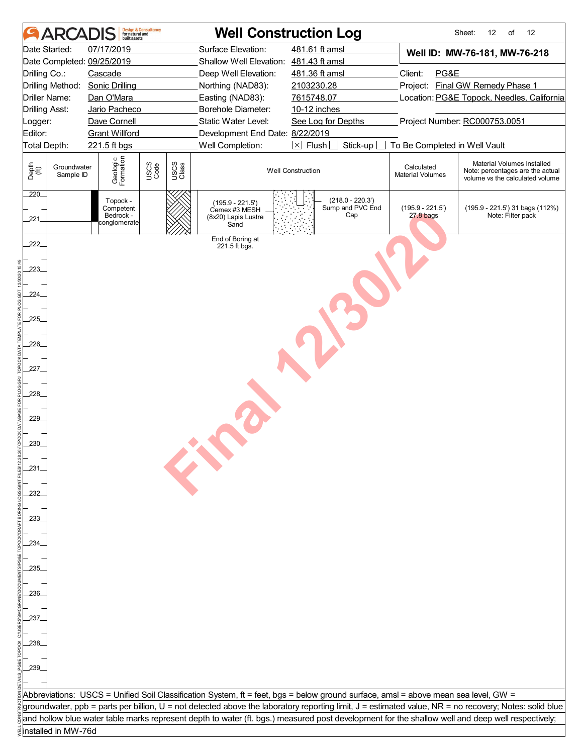# Well Construction Log

**ARCADIS** Design & Consultancy for natural and built assets

Sheet: 12 of 12

| | | | | | |
|---|---|---|---|---|---|
| Date Started: | 07/17/2019 | Surface Elevation: | 481.61 ft amsl | **Well ID: MW-76-181, MW-76-218** | |
| Date Completed: | 09/25/2019 | Shallow Well Elevation: | 481.43 ft amsl | | |
| Drilling Co.: | Cascade | Deep Well Elevation: | 481.36 ft amsl | Client: | PG&E |
| Drilling Method: | Sonic Drilling | Northing (NAD83): | 2103230.28 | Project: | Final GW Remedy Phase 1 |
| Driller Name: | Dan O'Mara | Easting (NAD83): | 7615748.07 | Location: | PG&E Topock, Needles, California |
| Drilling Asst: | Jario Pacheco | Borehole Diameter: | 10-12 inches | | |
| Logger: | Dave Cornell | Static Water Level: | See Log for Depths | Project Number: | RC000753.0051 |
| Editor: | Grant Willford | Development End Date: | 8/22/2019 | | |
| Total Depth: | 221.5 ft bgs | Well Completion: | ☒ Flush ☐ Stick-up ☐ To Be Completed in Well Vault | | |

| Depth (ft) | Groundwater Sample ID | Geologic Formation | USCS Code | USCS Class | Well Construction | Calculated Material Volumes | Material Volumes Installed Note: percentages are the actual volume vs the calculated volume |
|---|---|---|---|---|---|---|---|
| 220–221.5 | | Topock - Competent Bedrock - conglomerate | | | (195.9 - 221.5') Cemex #3 MESH (8x20) Lapis Lustre Sand; (218.0 - 220.3') Sump and PVC End Cap | (195.9 - 221.5') 27.8 bags | (195.9 - 221.5') 31 bags (112%) Note: Filter pack |
| 222 | | | | | End of Boring at 221.5 ft bgs. | | |

Final 12/30/20

Abbreviations: USCS = Unified Soil Classification System, ft = feet, bgs = below ground surface, amsl = above mean sea level, GW = groundwater, ppb = parts per billion, U = not detected above the laboratory reporting limit, J = estimated value, NR = no recovery; Notes: solid blue and hollow blue water table marks represent depth to water (ft. bgs.) measured post development for the shallow well and deep well respectively; installed in MW-76d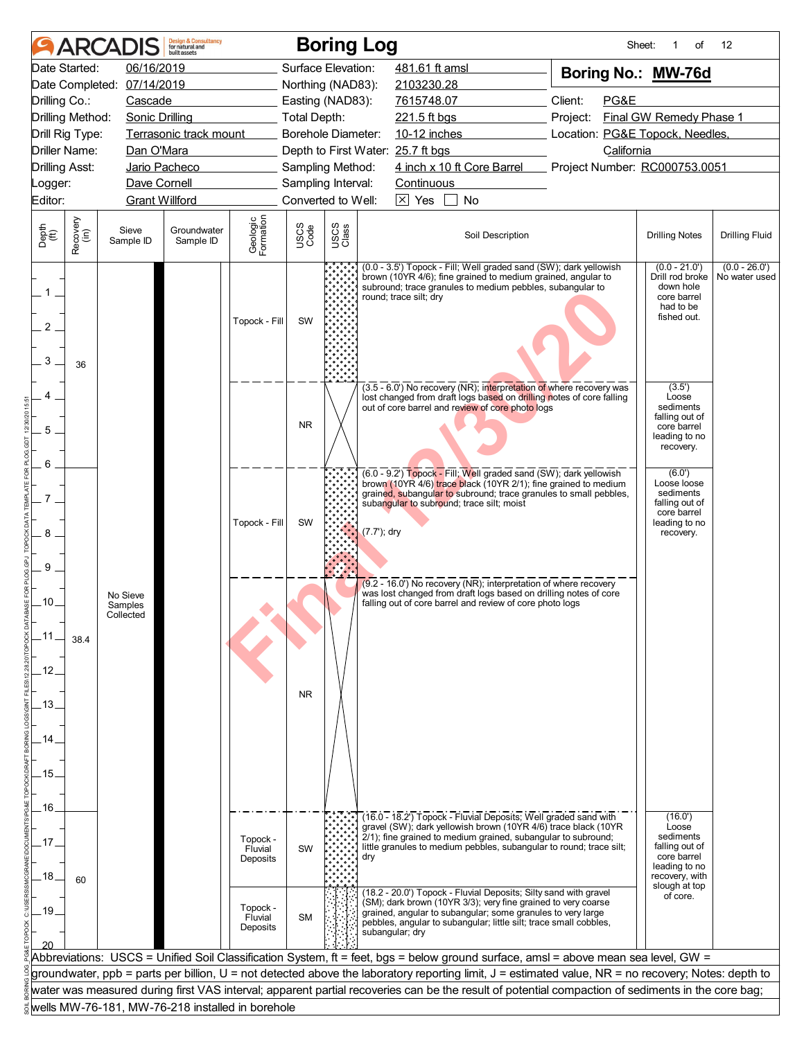# ARCADIS Boring Log

**Boring No.: MW-76d**

| | | | |
|---|---|---|---|
| Date Started: | 06/16/2019 | Surface Elevation: | 481.61 ft amsl |
| Date Completed: | 07/14/2019 | Northing (NAD83): | 2103230.28 |
| Drilling Co.: | Cascade | Easting (NAD83): | 7615748.07 |
| Drilling Method: | Sonic Drilling | Total Depth: | 221.5 ft bgs |
| Drill Rig Type: | Terrasonic track mount | Borehole Diameter: | 10-12 inches |
| Driller Name: | Dan O'Mara | Depth to First Water: | 25.7 ft bgs |
| Drilling Asst: | Jario Pacheco | Sampling Method: | 4 inch x 10 ft Core Barrel |
| Logger: | Dave Cornell | Sampling Interval: | Continuous |
| Editor: | Grant Willford | Converted to Well: | ☒ Yes ☐ No |

Client: PG&E
Project: Final GW Remedy Phase 1
Location: PG&E Topock, Needles, California
Project Number: RC000753.0051

| Depth (ft) | Recovery (in) | Sieve Sample ID | Groundwater Sample ID | Geologic Formation | USCS Code | Soil Description | Drilling Notes | Drilling Fluid |
|---|---|---|---|---|---|---|---|---|
| 0 - 3.5 | 36 | No Sieve Samples Collected | | Topock - Fill | SW | (0.0 - 3.5') Topock - Fill; Well graded sand (SW); dark yellowish brown (10YR 4/6); fine grained to medium grained, angular to subround; trace granules to medium pebbles, subangular to round; trace silt; dry | (0.0 - 21.0') Drill rod broke down hole core barrel had to be fished out. | (0.0 - 26.0') No water used |
| 3.5 - 6.0 | | | | | NR | (3.5 - 6.0') No recovery (NR); interpretation of where recovery was lost changed from draft logs based on drilling notes of core falling out of core barrel and review of core photo logs | (3.5') Loose sediments falling out of core barrel leading to no recovery. | |
| 6.0 - 9.2 | 38.4 | | | Topock - Fill | SW | (6.0 - 9.2') Topock - Fill; Well graded sand (SW); dark yellowish brown (10YR 4/6) trace black (10YR 2/1); fine grained to medium grained, subangular to subround; trace granules to small pebbles, subangular to subround; trace silt; moist<br>(7.7'); dry | (6.0') Loose loose sediments falling out of core barrel leading to no recovery. | |
| 9.2 - 16.0 | | | | | NR | (9.2 - 16.0') No recovery (NR); interpretation of where recovery was lost changed from draft logs based on drilling notes of core falling out of core barrel and review of core photo logs | | |
| 16.0 - 18.2 | 60 | | | Topock - Fluvial Deposits | SW | (16.0 - 18.2') Topock - Fluvial Deposits; Well graded sand with gravel (SW); dark yellowish brown (10YR 4/6) trace black (10YR 2/1); fine grained to medium grained, subangular to subround; little granules to medium pebbles, subangular to round; trace silt; dry | (16.0') Loose sediments falling out of core barrel leading to no recovery, with slough at top of core. | |
| 18.2 - 20.0 | | | | Topock - Fluvial Deposits | SM | (18.2 - 20.0') Topock - Fluvial Deposits; Silty sand with gravel (SM); dark brown (10YR 3/3); very fine grained to very coarse grained, angular to subangular; some granules to very large pebbles, angular to subangular; little silt; trace small cobbles, subangular; dry | | |

Abbreviations: USCS = Unified Soil Classification System, ft = feet, bgs = below ground surface, amsl = above mean sea level, GW = groundwater, ppb = parts per billion, U = not detected above the laboratory reporting limit, J = estimated value, NR = no recovery; Notes: depth to water was measured during first VAS interval; apparent partial recoveries can be the result of potential compaction of sediments in the core bag; wells MW-76-181, MW-76-218 installed in borehole

Final 12/30/20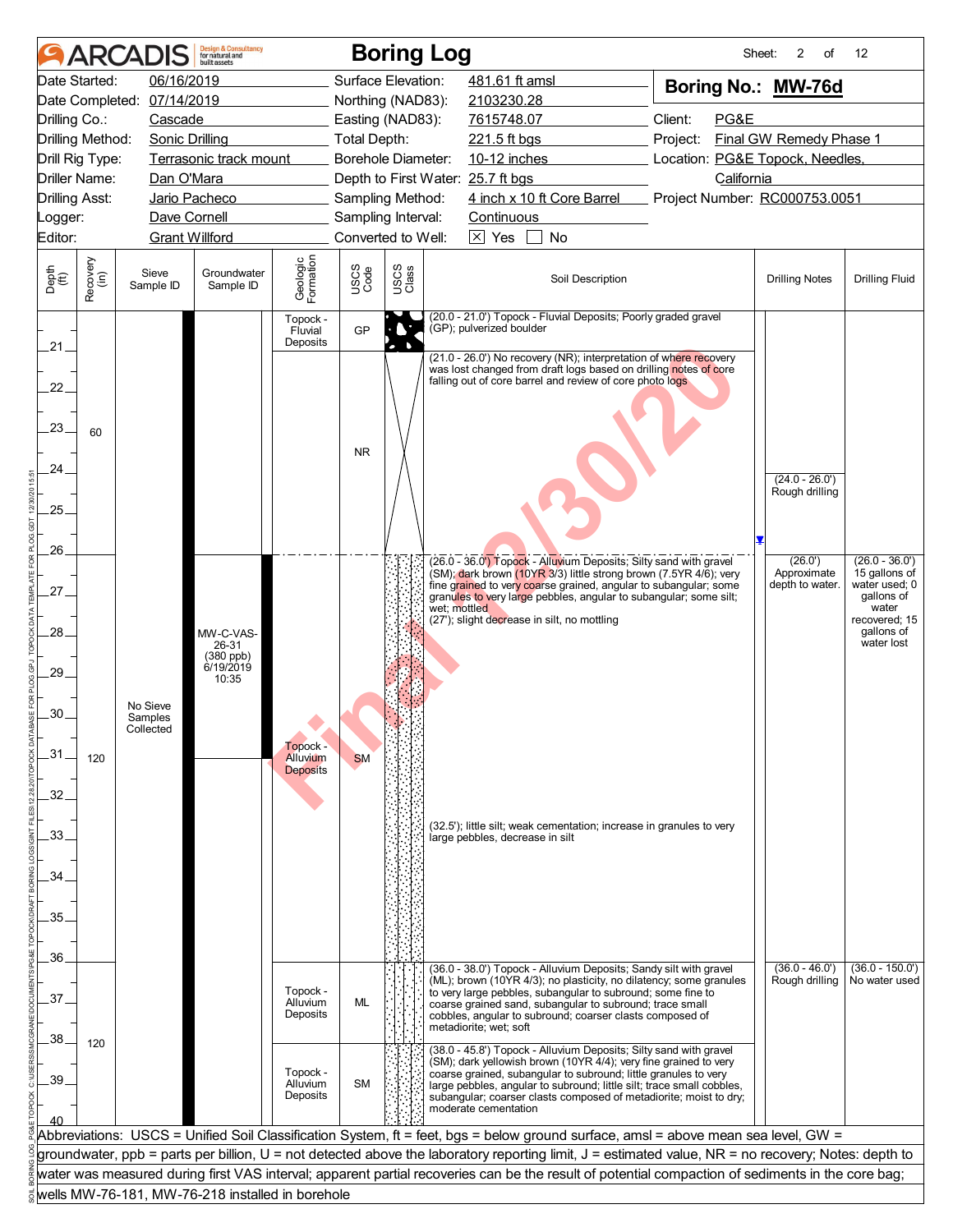# ARCADIS Boring Log

| | | | | | |
|---|---|---|---|---|---|
| Date Started: | 06/16/2019 | Surface Elevation: | 481.61 ft amsl | **Boring No.:** | **MW-76d** |
| Date Completed: | 07/14/2019 | Northing (NAD83): | 2103230.28 | | |
| Drilling Co.: | Cascade | Easting (NAD83): | 7615748.07 | Client: | PG&E |
| Drilling Method: | Sonic Drilling | Total Depth: | 221.5 ft bgs | Project: | Final GW Remedy Phase 1 |
| Drill Rig Type: | Terrasonic track mount | Borehole Diameter: | 10-12 inches | Location: | PG&E Topock, Needles, California |
| Driller Name: | Dan O'Mara | Depth to First Water: | 25.7 ft bgs | | |
| Drilling Asst: | Jario Pacheco | Sampling Method: | 4 inch x 10 ft Core Barrel | Project Number: | RC000753.0051 |
| Logger: | Dave Cornell | Sampling Interval: | Continuous | | |
| Editor: | Grant Willford | Converted to Well: | ☒ Yes ☐ No | | |

| Depth (ft) | Recovery (in) | Sieve Sample ID | Groundwater Sample ID | Geologic Formation | USCS Code | Soil Description | Drilling Notes | Drilling Fluid |
|---|---|---|---|---|---|---|---|---|
| 20.0 - 21.0 | 60 | No Sieve Samples Collected | | Topock - Fluvial Deposits | GP | (20.0 - 21.0') Topock - Fluvial Deposits; Poorly graded gravel (GP); pulverized boulder | | |
| 21.0 - 26.0 | | | | | NR | (21.0 - 26.0') No recovery (NR); interpretation of where recovery was lost changed from draft logs based on drilling notes of core falling out of core barrel and review of core photo logs | (24.0 - 26.0') Rough drilling | |
| 26.0 - 36.0 | 120 | | MW-C-VAS-26-31 (380 ppb) 6/19/2019 10:35 | Topock - Alluvium Deposits | SM | (26.0 - 36.0') Topock - Alluvium Deposits; Silty sand with gravel (SM); dark brown (10YR 3/3) little strong brown (7.5YR 4/6); very fine grained to very coarse grained, angular to subangular; some granules to very large pebbles, angular to subangular; some silt; wet; mottled<br>(27'); slight decrease in silt, no mottling<br>(32.5'); little silt; weak cementation; increase in granules to very large pebbles, decrease in silt | (26.0') Approximate depth to water. | (26.0 - 36.0') 15 gallons of water used; 0 gallons of water recovered; 15 gallons of water lost |
| 36.0 - 38.0 | 120 | | | Topock - Alluvium Deposits | ML | (36.0 - 38.0') Topock - Alluvium Deposits; Sandy silt with gravel (ML); brown (10YR 4/3); no plasticity, no dilatency; some granules to very large pebbles, subangular to subround; some fine to coarse grained sand, subangular to subround; trace small cobbles, angular to subround; coarser clasts composed of metadiorite; wet; soft | (36.0 - 46.0') Rough drilling | (36.0 - 150.0') No water used |
| 38.0 - 40.0 | | | | Topock - Alluvium Deposits | SM | (38.0 - 45.8') Topock - Alluvium Deposits; Silty sand with gravel (SM); dark yellowish brown (10YR 4/4); very fine grained to very coarse grained, subangular to subround; little granules to very large pebbles, angular to subround; little silt; trace small cobbles, subangular; coarser clasts composed of metadiorite; moist to dry; moderate cementation | | |

Abbreviations: USCS = Unified Soil Classification System, ft = feet, bgs = below ground surface, amsl = above mean sea level, GW = groundwater, ppb = parts per billion, U = not detected above the laboratory reporting limit, J = estimated value, NR = no recovery; Notes: depth to water was measured during first VAS interval; apparent partial recoveries can be the result of potential compaction of sediments in the core bag; wells MW-76-181, MW-76-218 installed in borehole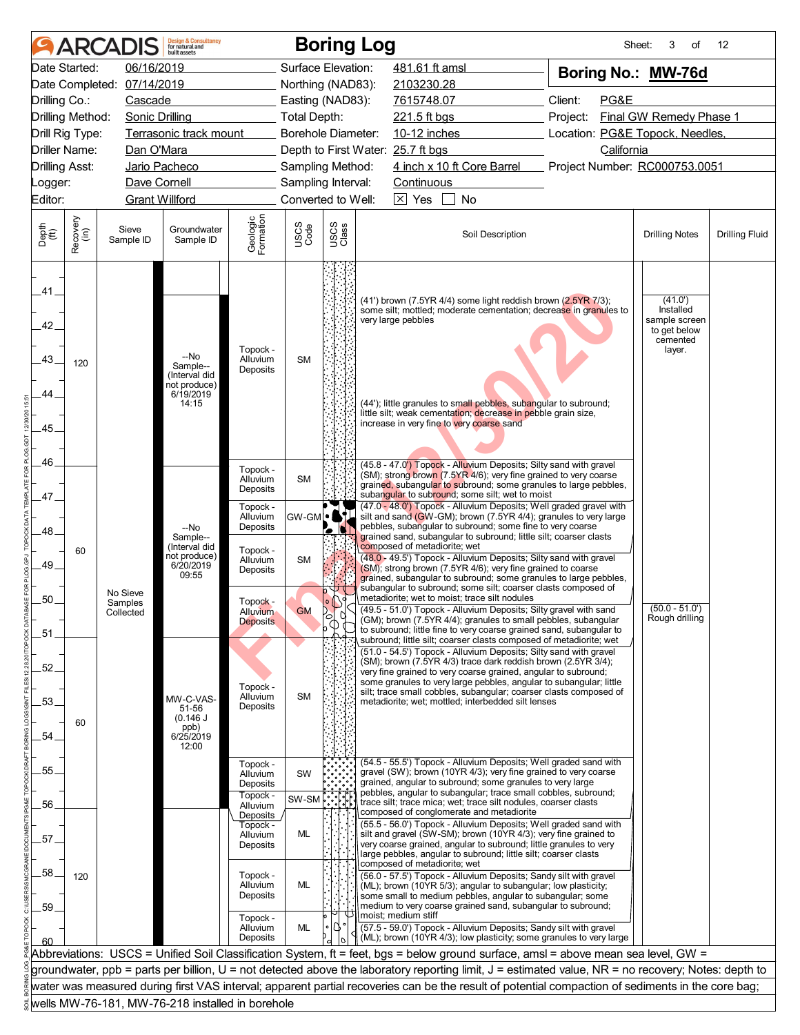# ARCADIS Boring Log

Sheet: 3 of 12

| | | | |
|---|---|---|---|
| Date Started: 06/16/2019 | Surface Elevation: 481.61 ft amsl | **Boring No.: MW-76d** | |
| Date Completed: 07/14/2019 | Northing (NAD83): 2103230.28 | | |
| Drilling Co.: Cascade | Easting (NAD83): 7615748.07 | Client: PG&E | |
| Drilling Method: Sonic Drilling | Total Depth: 221.5 ft bgs | Project: Final GW Remedy Phase 1 | |
| Drill Rig Type: Terrasonic track mount | Borehole Diameter: 10-12 inches | Location: PG&E Topock, Needles, California | |
| Driller Name: Dan O'Mara | Depth to First Water: 25.7 ft bgs | | |
| Drilling Asst: Jario Pacheco | Sampling Method: 4 inch x 10 ft Core Barrel | Project Number: RC000753.0051 | |
| Logger: Dave Cornell | Sampling Interval: Continuous | | |
| Editor: Grant Willford | Converted to Well: [X] Yes [ ] No | | |

| Depth (ft) | Recovery (in) | Sieve Sample ID | Groundwater Sample ID | Geologic Formation | USCS Code | Soil Description | Drilling Notes | Drilling Fluid |
|---|---|---|---|---|---|---|---|---|
| 41–46 | 120 | No Sieve Samples Collected | --No Sample-- (Interval did not produce) 6/19/2019 14:15 | Topock - Alluvium Deposits | SM | (41') brown (7.5YR 4/4) some light reddish brown (2.5YR 7/3); some silt; mottled; moderate cementation; decrease in granules to very large pebbles<br>(44'); little granules to small pebbles, subangular to subround; little silt; weak cementation; decrease in pebble grain size, increase in very fine to very coarse sand | (41.0') Installed sample screen to get below cemented layer. | |
| 45.8–47.0 | 60 | | --No Sample-- (Interval did not produce) 6/20/2019 09:55 | Topock - Alluvium Deposits | SM | (45.8 - 47.0') Topock - Alluvium Deposits; Silty sand with gravel (SM); strong brown (7.5YR 4/6); very fine grained to very coarse grained, subangular to subround; some granules to large pebbles, subangular to subround; some silt; wet to moist | | |
| 47.0–48.0 | | | | Topock - Alluvium Deposits | GW-GM | (47.0 - 48.0') Topock - Alluvium Deposits; Well graded gravel with silt and sand (GW-GM); brown (7.5YR 4/4); granules to very large pebbles, subangular to subround; some fine to very coarse grained sand, subangular to subround; little silt; coarser clasts composed of metadiorite; wet | | |
| 48.0–49.5 | | | | Topock - Alluvium Deposits | SM | (48.0 - 49.5') Topock - Alluvium Deposits; Silty sand with gravel (SM); strong brown (7.5YR 4/6); very fine grained to coarse grained, subangular to subround; some granules to large pebbles, subangular to subround; some silt; coarser clasts composed of metadiorite; wet to moist; trace silt nodules | | |
| 49.5–51.0 | | | | Topock - Alluvium Deposits | GM | (49.5 - 51.0') Topock - Alluvium Deposits; Silty gravel with sand (GM); brown (7.5YR 4/4); granules to small pebbles, subangular to subround; little fine to very coarse grained sand, subangular to subround; little silt; coarser clasts composed of metadiorite; wet | (50.0 - 51.0') Rough drilling | |
| 51.0–54.5 | 60 | | MW-C-VAS-51-56 (0.146 J ppb) 6/25/2019 12:00 | Topock - Alluvium Deposits | SM | (51.0 - 54.5') Topock - Alluvium Deposits; Silty sand with gravel (SM); brown (7.5YR 4/3) trace dark reddish brown (2.5YR 3/4); very fine grained to very coarse grained, angular to subround; some granules to very large pebbles, angular to subangular; little silt; trace small cobbles, subangular; coarser clasts composed of metadiorite; wet; mottled; interbedded silt lenses | | |
| 54.5–55.5 | | | | Topock - Alluvium Deposits | SW | (54.5 - 55.5') Topock - Alluvium Deposits; Well graded sand with gravel (SW); brown (10YR 4/3); very fine grained to very coarse grained, angular to subround; some granules to very large pebbles, angular to subangular; trace small cobbles, subround; trace silt; trace mica; wet; trace silt nodules, coarser clasts composed of conglomerate and metadiorite | | |
| 55.5–56.0 | | | | Topock - Alluvium Deposits | SW-SM | (55.5 - 56.0') Topock - Alluvium Deposits; Well graded sand with silt and gravel (SW-SM); brown (10YR 4/3); very fine grained to very coarse grained, angular to subround; little granules to very large pebbles, angular to subround; little silt; coarser clasts composed of metadiorite; wet | | |
| 56.0–57.5 | 120 | | | Topock - Alluvium Deposits | ML | (56.0 - 57.5') Topock - Alluvium Deposits; Sandy silt with gravel (ML); brown (10YR 5/3); angular to subangular; low plasticity; some small to medium pebbles, angular to subangular; some medium to very coarse grained sand, subangular to subround; moist; medium stiff | | |
| 57.5–59.0 | | | | Topock - Alluvium Deposits | ML | | | |
| 59.0–60 | | | | Topock - Alluvium Deposits | ML | (57.5 - 59.0') Topock - Alluvium Deposits; Sandy silt with gravel (ML); brown (10YR 4/3); low plasticity; some granules to very large | | |

Abbreviations: USCS = Unified Soil Classification System, ft = feet, bgs = below ground surface, amsl = above mean sea level, GW = groundwater, ppb = parts per billion, U = not detected above the laboratory reporting limit, J = estimated value, NR = no recovery; Notes: depth to water was measured during first VAS interval; apparent partial recoveries can be the result of potential compaction of sediments in the core bag; wells MW-76-181, MW-76-218 installed in borehole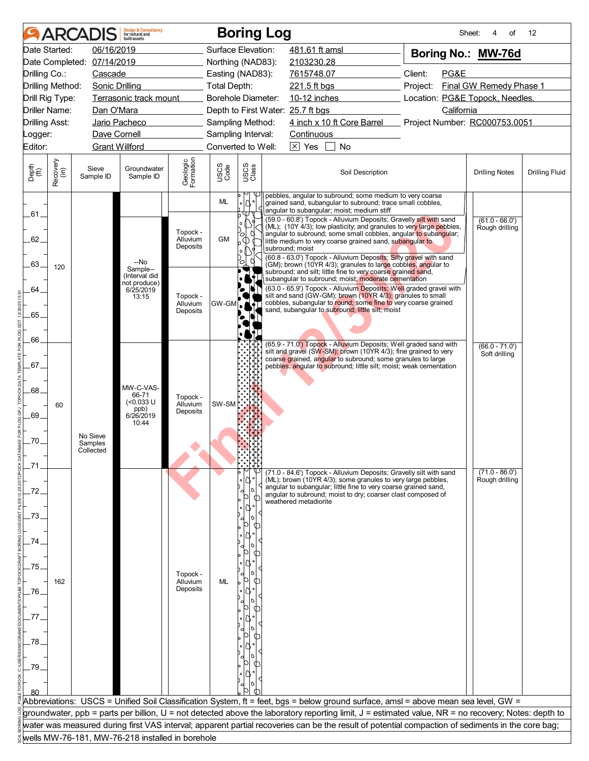# ARCADIS Boring Log

| | | | | | |
|---|---|---|---|---|---|
| Date Started: | 06/16/2019 | Surface Elevation: | 481.61 ft amsl | **Boring No.: MW-76d** | |
| Date Completed: | 07/14/2019 | Northing (NAD83): | 2103230.28 | | |
| Drilling Co.: | Cascade | Easting (NAD83): | 7615748.07 | Client: | PG&E |
| Drilling Method: | Sonic Drilling | Total Depth: | 221.5 ft bgs | Project: | Final GW Remedy Phase 1 |
| Drill Rig Type: | Terrasonic track mount | Borehole Diameter: | 10-12 inches | Location: | PG&E Topock, Needles, California |
| Driller Name: | Dan O'Mara | Depth to First Water: | 25.7 ft bgs | | |
| Drilling Asst: | Jario Pacheco | Sampling Method: | 4 inch x 10 ft Core Barrel | Project Number: | RC000753.0051 |
| Logger: | Dave Cornell | Sampling Interval: | Continuous | | |
| Editor: | Grant Willford | Converted to Well: | ☒ Yes ☐ No | | |

| Depth (ft) | Recovery (in) | Sieve Sample ID | Groundwater Sample ID | Geologic Formation | USCS Code | Soil Description | Drilling Notes | Drilling Fluid |
|---|---|---|---|---|---|---|---|---|
| 60-61 | | | | | ML | pebbles, angular to subround; some medium to very coarse grained sand, subangular to subround; trace small cobbles, angular to subangular; moist; medium stiff | | |
| 61-63 | 120 | | --No Sample-- (Interval did not produce) 6/25/2019 13:15 | Topock - Alluvium Deposits | GM | (59.0 - 60.8') Topock - Alluvium Deposits; Gravelly silt with sand (ML); (10Y 4/3); low plasticity; and granules to very large pebbles, angular to subround; some small cobbles, angular to subangular; little medium to very coarse grained sand, subangular to subround; moist<br>(60.8 - 63.0') Topock - Alluvium Deposits; Silty gravel with sand (GM); brown (10YR 4/3); granules to large cobbles, angular to subround; and silt; little fine to very coarse grained sand, subangular to subround; moist; moderate cementation | (61.0 - 66.0') Rough drilling | |
| 63-66 | | | | Topock - Alluvium Deposits | GW-GM | (63.0 - 65.9') Topock - Alluvium Deposits; Well graded gravel with silt and sand (GW-GM); brown (10YR 4/3); granules to small cobbles, subangular to round; some fine to very coarse grained sand, subangular to subround; little silt; moist | | |
| 66-71 | 60 | No Sieve Samples Collected | MW-C-VAS-66-71 (<0.033 U ppb) 6/26/2019 10:44 | Topock - Alluvium Deposits | SW-SM | (65.9 - 71.0') Topock - Alluvium Deposits; Well graded sand with silt and gravel (SW-SM); brown (10YR 4/3); fine grained to very coarse grained, angular to subround; some granules to large pebbles, angular to subround; little silt; moist; weak cementation | (66.0 - 71.0') Soft drilling | |
| 71-80 | 162 | | | Topock - Alluvium Deposits | ML | (71.0 - 84.6') Topock - Alluvium Deposits; Gravelly silt with sand (ML); brown (10YR 4/3); some granules to very large pebbles, angular to subangular; little fine to very coarse grained sand, angular to subround; moist to dry; coarser clast composed of weathered metadiorite | (71.0 - 86.0') Rough drilling | |

Abbreviations: USCS = Unified Soil Classification System, ft = feet, bgs = below ground surface, amsl = above mean sea level, GW = groundwater, ppb = parts per billion, U = not detected above the laboratory reporting limit, J = estimated value, NR = no recovery; Notes: depth to water was measured during first VAS interval; apparent partial recoveries can be the result of potential compaction of sediments in the core bag; wells MW-76-181, MW-76-218 installed in borehole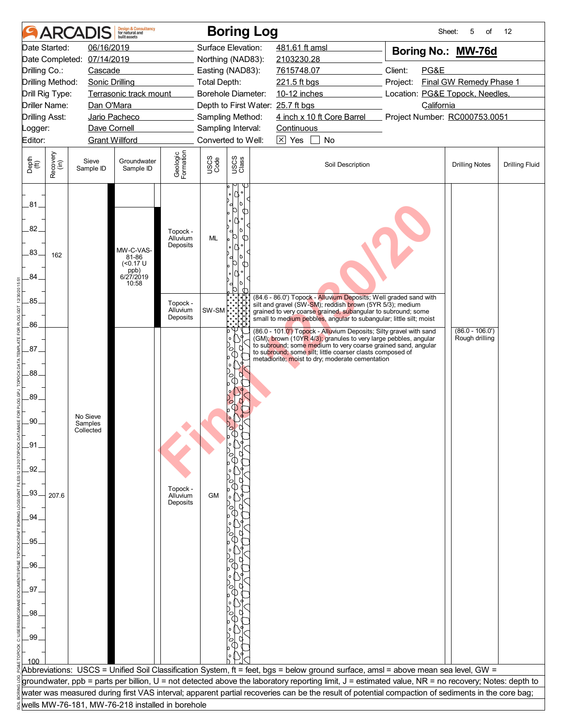# Boring Log

**Boring No.: MW-76d**

| | | | |
|---|---|---|---|
| Date Started: | 06/16/2019 | Surface Elevation: | 481.61 ft amsl |
| Date Completed: | 07/14/2019 | Northing (NAD83): | 2103230.28 |
| Drilling Co.: | Cascade | Easting (NAD83): | 7615748.07 |
| Drilling Method: | Sonic Drilling | Total Depth: | 221.5 ft bgs |
| Drill Rig Type: | Terrasonic track mount | Borehole Diameter: | 10-12 inches |
| Driller Name: | Dan O'Mara | Depth to First Water: | 25.7 ft bgs |
| Drilling Asst: | Jario Pacheco | Sampling Method: | 4 inch x 10 ft Core Barrel |
| Logger: | Dave Cornell | Sampling Interval: | Continuous |
| Editor: | Grant Willford | Converted to Well: | ☒ Yes ☐ No |

Client: PG&E
Project: Final GW Remedy Phase 1
Location: PG&E Topock, Needles, California
Project Number: RC000753.0051

| Depth (ft) | Recovery (in) | Sieve Sample ID | Groundwater Sample ID | Geologic Formation | USCS Code | Soil Description | Drilling Notes | Drilling Fluid |
|---|---|---|---|---|---|---|---|---|
| 81–84.6 | 162 | | MW-C-VAS-81-86 (<0.17 U ppb) 6/27/2019 10:58 | Topock - Alluvium Deposits | ML | | | |
| 84.6–86 | | | | Topock - Alluvium Deposits | SW-SM | (84.6 - 86.0') Topock - Alluvium Deposits; Well graded sand with silt and gravel (SW-SM); reddish brown (5YR 5/3); medium grained to very coarse grained, subangular to subround; some small to medium pebbles, angular to subangular; little silt; moist | | |
| 86–100 | 207.6 | No Sieve Samples Collected | | Topock - Alluvium Deposits | GM | (86.0 - 101.0') Topock - Alluvium Deposits; Silty gravel with sand (GM); brown (10YR 4/3); granules to very large pebbles, angular to subround; some medium to very coarse grained sand, angular to subround; some silt; little coarser clasts composed of metadiorite; moist to dry; moderate cementation | (86.0 - 106.0') Rough drilling | |

Abbreviations: USCS = Unified Soil Classification System, ft = feet, bgs = below ground surface, amsl = above mean sea level, GW = groundwater, ppb = parts per billion, U = not detected above the laboratory reporting limit, J = estimated value, NR = no recovery; Notes: depth to water was measured during first VAS interval; apparent partial recoveries can be the result of potential compaction of sediments in the core bag; wells MW-76-181, MW-76-218 installed in borehole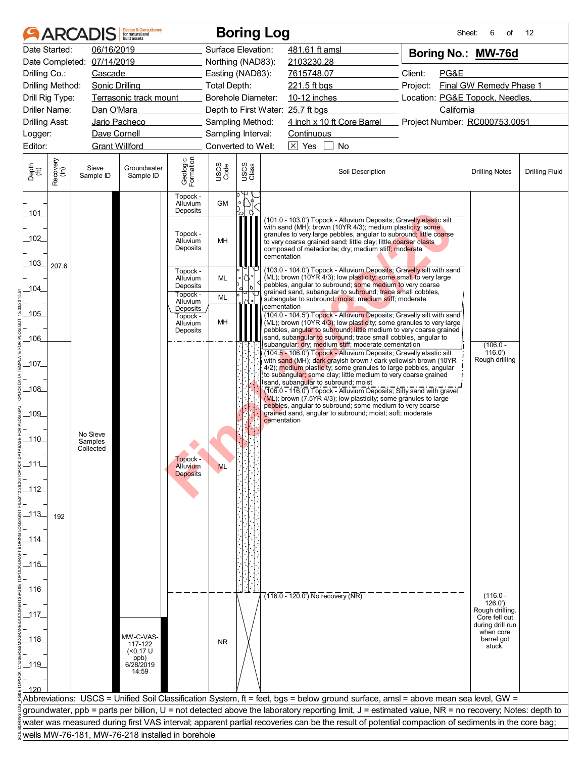# ARCADIS Boring Log

Sheet: 6 of 12

| | | | | | |
|---|---|---|---|---|---|
| Date Started: | 06/16/2019 | Surface Elevation: | 481.61 ft amsl | **Boring No.:** | **MW-76d** |
| Date Completed: | 07/14/2019 | Northing (NAD83): | 2103230.28 | | |
| Drilling Co.: | Cascade | Easting (NAD83): | 7615748.07 | Client: | PG&E |
| Drilling Method: | Sonic Drilling | Total Depth: | 221.5 ft bgs | Project: | Final GW Remedy Phase 1 |
| Drill Rig Type: | Terrasonic track mount | Borehole Diameter: | 10-12 inches | Location: | PG&E Topock, Needles, California |
| Driller Name: | Dan O'Mara | Depth to First Water: | 25.7 ft bgs | | |
| Drilling Asst: | Jario Pacheco | Sampling Method: | 4 inch x 10 ft Core Barrel | Project Number: | RC000753.0051 |
| Logger: | Dave Cornell | Sampling Interval: | Continuous | | |
| Editor: | Grant Willford | Converted to Well: | [X] Yes [ ] No | | |

| Depth (ft) | Recovery (in) | Sieve Sample ID | Groundwater Sample ID | Geologic Formation | USCS Code | Soil Description | Drilling Notes |
|---|---|---|---|---|---|---|---|
| 100-101 | 207.6 | No Sieve Samples Collected | | Topock - Alluvium Deposits | GM | | |
| 101-103 | | | | Topock - Alluvium Deposits | MH | (101.0 - 103.0') Topock - Alluvium Deposits; Gravelly elastic silt with sand (MH); brown (10YR 4/3); medium plasticity; some granules to very large pebbles, angular to subround; little coarse to very coarse grained sand; little clay; little coarser clasts composed of metadiorite; dry; medium stiff; moderate cementation | |
| 103-104 | | | | Topock - Alluvium Deposits | ML | (103.0 - 104.0') Topock - Alluvium Deposits; Gravelly silt with sand (ML); brown (10YR 4/3); low plasticity; some small to very large pebbles, angular to subround; some medium to very coarse grained sand, subangular to subround; trace small cobbles, subangular to subround; moist; medium stiff; moderate cementation | |
| 104-104.5 | | | | Topock - Alluvium Deposits | ML | (104.0 - 104.5') Topock - Alluvium Deposits; Gravelly silt with sand (ML); brown (10YR 4/3); low plasticity; some granules to very large pebbles, angular to subround; little medium to very coarse grained sand, subangular to subround; trace small cobbles, angular to subangular; dry; medium stiff; moderate cementation | |
| 104.5-106 | | | | Topock - Alluvium Deposits | MH | (104.5 - 106.0') Topock - Alluvium Deposits; Gravelly elastic silt with sand (MH); dark grayish brown / dark yellowish brown (10YR 4/2); medium plasticity; some granules to large pebbles, angular to subangular; some clay; little medium to very coarse grained sand, subangular to subround; moist | |
| 106-116 | 192 | | | Topock - Alluvium Deposits | ML | (106.0 - 116.0') Topock - Alluvium Deposits; Silty sand with gravel (ML); brown (7.5YR 4/3); low plasticity; some granules to large pebbles, angular to subround; some medium to very coarse grained sand, angular to subround; moist; soft; moderate cementation | (106.0 - 116.0') Rough drilling |
| 116-120 | | | MW-C-VAS-117-122 (<0.17 U ppb) 6/28/2019 14:59 | | NR | (116.0 - 120.0') No recovery (NR) | (116.0 - 126.0') Rough drilling. Core fell out during drill run when core barrel got stuck. |

Abbreviations: USCS = Unified Soil Classification System, ft = feet, bgs = below ground surface, amsl = above mean sea level, GW = groundwater, ppb = parts per billion, U = not detected above the laboratory reporting limit, J = estimated value, NR = no recovery; Notes: depth to water was measured during first VAS interval; apparent partial recoveries can be the result of potential compaction of sediments in the core bag; wells MW-76-181, MW-76-218 installed in borehole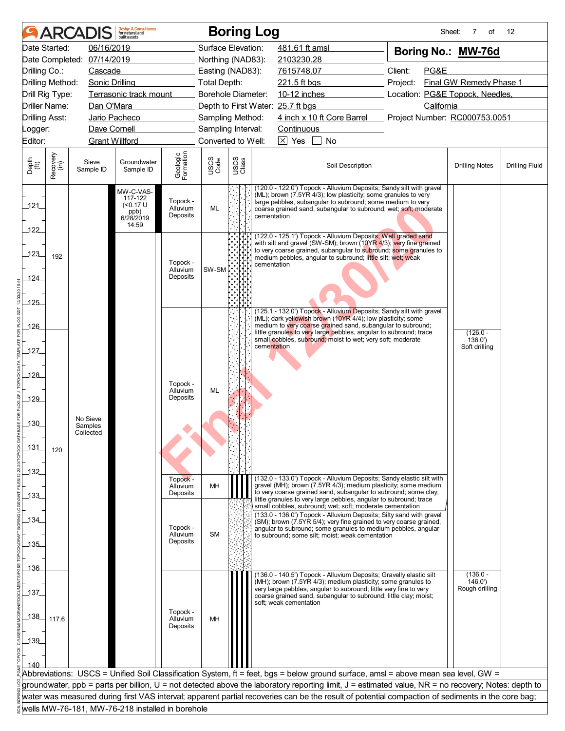# ARCADIS — Boring Log

Sheet: 7 of 12

| | | | |
|---|---|---|---|
| Date Started: | 06/16/2019 | Surface Elevation: | 481.61 ft amsl |
| Date Completed: | 07/14/2019 | Northing (NAD83): | 2103230.28 |
| Drilling Co.: | Cascade | Easting (NAD83): | 7615748.07 |
| Drilling Method: | Sonic Drilling | Total Depth: | 221.5 ft bgs |
| Drill Rig Type: | Terrasonic track mount | Borehole Diameter: | 10-12 inches |
| Driller Name: | Dan O'Mara | Depth to First Water: | 25.7 ft bgs |
| Drilling Asst: | Jario Pacheco | Sampling Method: | 4 inch x 10 ft Core Barrel |
| Logger: | Dave Cornell | Sampling Interval: | Continuous |
| Editor: | Grant Willford | Converted to Well: | ☒ Yes ☐ No |

**Boring No.: MW-76d**

Client: PG&E
Project: Final GW Remedy Phase 1
Location: PG&E Topock, Needles, California
Project Number: RC000753.0051

| Depth (ft) | Recovery (in) | Sieve Sample ID | Groundwater Sample ID | Geologic Formation | USCS Code | Soil Description | Drilling Notes | Drilling Fluid |
|---|---|---|---|---|---|---|---|---|
| 120.0 - 122.0 | 192 | No Sieve Samples Collected | MW-C-VAS-117-122 (<0.17 U ppb) 6/28/2019 14:59 | Topock - Alluvium Deposits | ML | (120.0 - 122.0') Topock - Alluvium Deposits; Sandy silt with gravel (ML); brown (7.5YR 4/3); low plasticity; some granules to very large pebbles, subangular to subround; some medium to very coarse grained sand, subangular to subround; wet; soft; moderate cementation | | |
| 122.0 - 125.1 | | | | Topock - Alluvium Deposits | SW-SM | (122.0 - 125.1') Topock - Alluvium Deposits; Well graded sand with silt and gravel (SW-SM); brown (10YR 4/3); very fine grained to very coarse grained, subangular to subround; some granules to medium pebbles, angular to subround; little silt; wet; weak cementation | | |
| 125.1 - 132.0 | 120 | | | Topock - Alluvium Deposits | ML | (125.1 - 132.0') Topock - Alluvium Deposits; Sandy silt with gravel (ML); dark yellowish brown (10YR 4/4); low plasticity; some medium to very coarse grained sand, subangular to subround; little granules to very large pebbles, angular to subround; trace small cobbles, subround; moist to wet; very soft; moderate cementation | (126.0 - 136.0') Soft drilling | |
| 132.0 - 133.0 | | | | Topock - Alluvium Deposits | MH | (132.0 - 133.0') Topock - Alluvium Deposits; Sandy elastic silt with gravel (MH); brown (7.5YR 4/3); medium plasticity; some medium to very coarse grained sand, subangular to subround; some clay; little granules to very large pebbles, angular to subround; trace small cobbles, subround; wet; soft; moderate cementation | | |
| 133.0 - 136.0 | | | | Topock - Alluvium Deposits | SM | (133.0 - 136.0') Topock - Alluvium Deposits; Silty sand with gravel (SM); brown (7.5YR 5/4); very fine grained to very coarse grained, angular to subround; some granules to medium pebbles, angular to subround; some silt; moist; weak cementation | | |
| 136.0 - 140.5 | 117.6 | | | Topock - Alluvium Deposits | MH | (136.0 - 140.5') Topock - Alluvium Deposits; Gravelly elastic silt (MH); brown (7.5YR 4/3); medium plasticity; some granules to very large pebbles, angular to subround; little very fine to very coarse grained sand, subangular to subround; little clay; moist; soft; weak cementation | (136.0 - 146.0') Rough drilling | |

Abbreviations: USCS = Unified Soil Classification System, ft = feet, bgs = below ground surface, amsl = above mean sea level, GW = groundwater, ppb = parts per billion, U = not detected above the laboratory reporting limit, J = estimated value, NR = no recovery; Notes: depth to water was measured during first VAS interval; apparent partial recoveries can be the result of potential compaction of sediments in the core bag; wells MW-76-181, MW-76-218 installed in borehole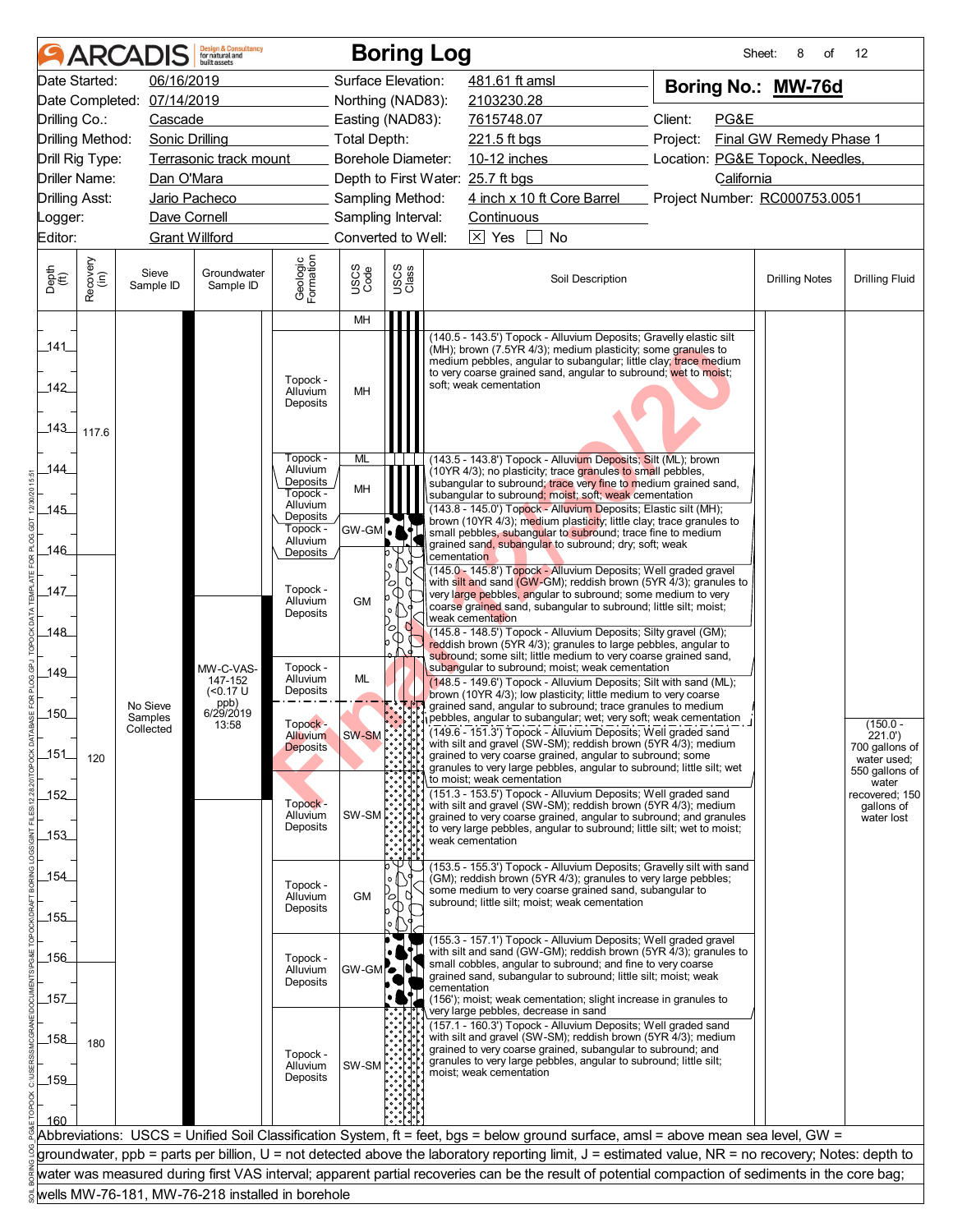# Boring Log

**ARCADIS** Design & Consultancy for natural and built assets

Sheet: 8 of 12

| | | | |
|---|---|---|---|
| Date Started: | 06/16/2019 | Surface Elevation: | 481.61 ft amsl |
| Date Completed: | 07/14/2019 | Northing (NAD83): | 2103230.28 |
| Drilling Co.: | Cascade | Easting (NAD83): | 7615748.07 |
| Drilling Method: | Sonic Drilling | Total Depth: | 221.5 ft bgs |
| Drill Rig Type: | Terrasonic track mount | Borehole Diameter: | 10-12 inches |
| Driller Name: | Dan O'Mara | Depth to First Water: | 25.7 ft bgs |
| Drilling Asst: | Jario Pacheco | Sampling Method: | 4 inch x 10 ft Core Barrel |
| Logger: | Dave Cornell | Sampling Interval: | Continuous |
| Editor: | Grant Willford | Converted to Well: | ☒ Yes ☐ No |

**Boring No.: MW-76d**

Client: PG&E
Project: Final GW Remedy Phase 1
Location: PG&E Topock, Needles, California
Project Number: RC000753.0051

| Depth (ft) | Recovery (in) | Sieve Sample ID | Groundwater Sample ID | Geologic Formation | USCS Code | Soil Description | Drilling Notes | Drilling Fluid |
|---|---|---|---|---|---|---|---|---|
| 140.5 | | | | | MH | | | |
| 140.5 - 143.5 | 117.6 | | | Topock - Alluvium Deposits | MH | (140.5 - 143.5') Topock - Alluvium Deposits; Gravelly elastic silt (MH); brown (7.5YR 4/3); medium plasticity; some granules to medium pebbles, angular to subangular; little clay; trace medium to very coarse grained sand, angular to subround; wet to moist; soft; weak cementation | | |
| 143.5 - 143.8 | | | | Topock - Alluvium Deposits | ML | (143.5 - 143.8') Topock - Alluvium Deposits; Silt (ML); brown (10YR 4/3); no plasticity; trace granules to small pebbles, subangular to subround; trace very fine to medium grained sand, subangular to subround; moist; soft; weak cementation | | |
| 143.8 - 145.0 | | | | Topock - Alluvium Deposits | MH | (143.8 - 145.0') Topock - Alluvium Deposits; Elastic silt (MH); brown (10YR 4/3); medium plasticity; little clay; trace granules to small pebbles, subangular to subround; trace fine to medium grained sand, subangular to subround; dry; soft; weak cementation | | |
| 145.0 - 145.8 | | | | Topock - Alluvium Deposits | GW-GM | (145.0 - 145.8') Topock - Alluvium Deposits; Well graded gravel with silt and sand (GW-GM); reddish brown (5YR 4/3); granules to very large pebbles, angular to subround; some medium to very coarse grained sand, subangular to subround; little silt; moist; weak cementation | | |
| 145.8 - 148.5 | | | | Topock - Alluvium Deposits | GM | (145.8 - 148.5') Topock - Alluvium Deposits; Silty gravel (GM); reddish brown (5YR 4/3); granules to large pebbles, angular to subround; some silt; little medium to very coarse grained sand, subangular to subround; moist; weak cementation | | |
| 148.5 - 149.6 | | No Sieve Samples Collected | MW-C-VAS-147-152 (<0.17 U ppb) 6/29/2019 13:58 | Topock - Alluvium Deposits | ML | (148.5 - 149.6') Topock - Alluvium Deposits; Silt with sand (ML); brown (10YR 4/3); low plasticity; little medium to very coarse grained sand, angular to subround; trace granules to medium pebbles, angular to subangular; wet; very soft; weak cementation | | (150.0 - 221.0') 700 gallons of water used; 550 gallons of water recovered; 150 gallons of water lost |
| 149.6 - 151.3 | 120 | | | Topock - Alluvium Deposits | SW-SM | (149.6 - 151.3') Topock - Alluvium Deposits; Well graded sand with silt and gravel (SW-SM); reddish brown (5YR 4/3); medium grained to very coarse grained, angular to subround; some granules to very large pebbles, angular to subround; little silt; wet to moist; weak cementation | | |
| 151.3 - 153.5 | | | | Topock - Alluvium Deposits | SW-SM | (151.3 - 153.5') Topock - Alluvium Deposits; Well graded sand with silt and gravel (SW-SM); reddish brown (5YR 4/3); medium grained to very coarse grained, angular to subround; and granules to very large pebbles, angular to subround; little silt; wet to moist; weak cementation | | |
| 153.5 - 155.3 | | | | Topock - Alluvium Deposits | GM | (153.5 - 155.3') Topock - Alluvium Deposits; Gravelly silt with sand (GM); reddish brown (5YR 4/3); granules to very large pebbles; some medium to very coarse grained sand, subangular to subround; little silt; moist; weak cementation | | |
| 155.3 - 157.1 | | | | Topock - Alluvium Deposits | GW-GM | (155.3 - 157.1') Topock - Alluvium Deposits; Well graded gravel with silt and sand (GW-GM); reddish brown (5YR 4/3); granules to small cobbles, angular to subround; and fine to very coarse grained sand, subangular to subround; little silt; moist; weak cementation<br>(156'); moist; weak cementation; slight increase in granules to very large pebbles, decrease in sand | | |
| 157.1 - 160.3 | 180 | | | Topock - Alluvium Deposits | SW-SM | (157.1 - 160.3') Topock - Alluvium Deposits; Well graded sand with silt and gravel (SW-SM); reddish brown (5YR 4/3); medium grained to very coarse grained, subangular to subround; and granules to very large pebbles, angular to subround; little silt; moist; weak cementation | | |

Abbreviations: USCS = Unified Soil Classification System, ft = feet, bgs = below ground surface, amsl = above mean sea level, GW = groundwater, ppb = parts per billion, U = not detected above the laboratory reporting limit, J = estimated value, NR = no recovery; Notes: depth to water was measured during first VAS interval; apparent partial recoveries can be the result of potential compaction of sediments in the core bag; wells MW-76-181, MW-76-218 installed in borehole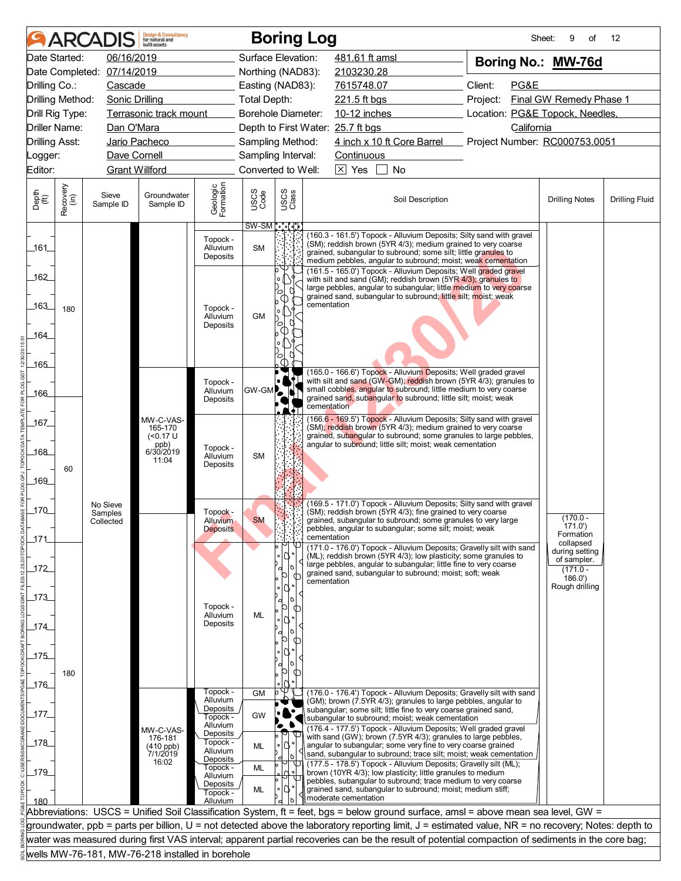# ARCADIS Boring Log

| | | | | | |
|---|---|---|---|---|---|
| Date Started: | 06/16/2019 | Surface Elevation: | 481.61 ft amsl | Boring No.: | **MW-76d** |
| Date Completed: | 07/14/2019 | Northing (NAD83): | 2103230.28 | | |
| Drilling Co.: | Cascade | Easting (NAD83): | 7615748.07 | Client: | PG&E |
| Drilling Method: | Sonic Drilling | Total Depth: | 221.5 ft bgs | Project: | Final GW Remedy Phase 1 |
| Drill Rig Type: | Terrasonic track mount | Borehole Diameter: | 10-12 inches | Location: | PG&E Topock, Needles, California |
| Driller Name: | Dan O'Mara | Depth to First Water: | 25.7 ft bgs | | |
| Drilling Asst: | Jario Pacheco | Sampling Method: | 4 inch x 10 ft Core Barrel | Project Number: | RC000753.0051 |
| Logger: | Dave Cornell | Sampling Interval: | Continuous | | |
| Editor: | Grant Willford | Converted to Well: | [X] Yes [ ] No | | |

| Depth (ft) | Recovery (in) | Sieve Sample ID | Groundwater Sample ID | Geologic Formation | USCS Code | Soil Description | Drilling Notes |
|---|---|---|---|---|---|---|---|
| 160.3 - 161.5 | 180 | No Sieve Samples Collected | | Topock - Alluvium Deposits | SM | (160.3 - 161.5') Topock - Alluvium Deposits; Silty sand with gravel (SM); reddish brown (5YR 4/3); medium grained to very coarse grained, subangular to subround; some silt; little granules to medium pebbles, angular to subround; moist; weak cementation | |
| 161.5 - 165.0 | | | | Topock - Alluvium Deposits | GM | (161.5 - 165.0') Topock - Alluvium Deposits; Well graded gravel with silt and sand (GM); reddish brown (5YR 4/3); granules to large pebbles, angular to subangular; little medium to very coarse grained sand, subangular to subround; little silt; moist; weak cementation | |
| 165.0 - 166.6 | 60 | | | Topock - Alluvium Deposits | GW-GM | (165.0 - 166.6') Topock - Alluvium Deposits; Well graded gravel with silt and sand (GW-GM); reddish brown (5YR 4/3); granules to small cobbles, angular to subround; little medium to very coarse grained sand, subangular to subround; little silt; moist; weak cementation | |
| 166.6 - 169.5 | | | MW-C-VAS-165-170 (<0.17 U ppb) 6/30/2019 11:04 | Topock - Alluvium Deposits | SM | (166.6 - 169.5') Topock - Alluvium Deposits; Silty sand with gravel (SM); reddish brown (5YR 4/3); medium grained to very coarse grained, subangular to subround; some granules to large pebbles, angular to subround; little silt; moist; weak cementation | |
| 169.5 - 171.0 | | | | Topock - Alluvium Deposits | SM | (169.5 - 171.0') Topock - Alluvium Deposits; Silty sand with gravel (SM); reddish brown (5YR 4/3); fine grained to very coarse grained, subangular to subround; some granules to very large pebbles, angular to subangular; some silt; moist; weak cementation | (170.0 - 171.0') Formation collapsed during setting of sampler. |
| 171.0 - 176.0 | 180 | | | Topock - Alluvium Deposits | ML | (171.0 - 176.0') Topock - Alluvium Deposits; Gravelly silt with sand (ML); reddish brown (5YR 4/3); low plasticity; some granules to large pebbles, angular to subangular; little fine to very coarse grained sand, subangular to subround; moist; soft; weak cementation | (171.0 - 186.0') Rough drilling |
| 176.0 - 176.4 | | | MW-C-VAS-176-181 (410 ppb) 7/1/2019 16:02 | Topock - Alluvium Deposits | GM | (176.0 - 176.4') Topock - Alluvium Deposits; Gravelly silt with sand (GM); brown (7.5YR 4/3); granules to large pebbles, angular to subangular; some silt; little fine to very coarse grained sand, subangular to subround; moist; weak cementation | |
| 176.4 - 177.5 | | | | Topock - Alluvium Deposits | GW | (176.4 - 177.5') Topock - Alluvium Deposits; Well graded gravel with sand (GW); brown (7.5YR 4/3); granules to large pebbles, angular to subangular; some very fine to very coarse grained sand, subangular to subround; trace silt; moist; weak cementation | |
| 177.5 - 178.5 | | | | Topock - Alluvium Deposits | ML | (177.5 - 178.5') Topock - Alluvium Deposits; Gravelly silt (ML); brown (10YR 4/3); low plasticity; little granules to medium pebbles, subangular to subround; trace medium to very coarse grained sand, subangular to subround; moist; medium stiff; moderate cementation | |
| 178.5 - 180 | | | | Topock - Alluvium Deposits | ML / ML | | |

Abbreviations: USCS = Unified Soil Classification System, ft = feet, bgs = below ground surface, amsl = above mean sea level, GW = groundwater, ppb = parts per billion, U = not detected above the laboratory reporting limit, J = estimated value, NR = no recovery; Notes: depth to water was measured during first VAS interval; apparent partial recoveries can be the result of potential compaction of sediments in the core bag; wells MW-76-181, MW-76-218 installed in borehole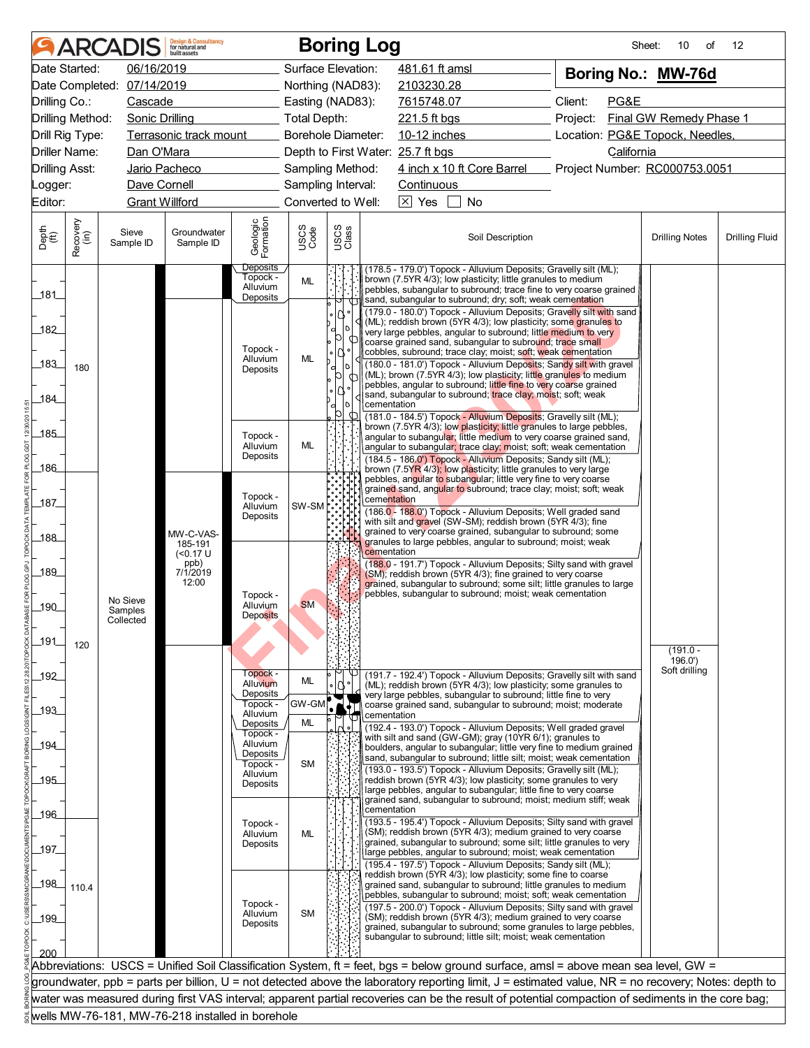# Boring Log

**ARCADIS** Design & Consultancy for natural and built assets

| | | | | | |
|---|---|---|---|---|---|
| Date Started: | 06/16/2019 | Surface Elevation: | 481.61 ft amsl | **Boring No.:** | **MW-76d** |
| Date Completed: | 07/14/2019 | Northing (NAD83): | 2103230.28 | | |
| Drilling Co.: | Cascade | Easting (NAD83): | 7615748.07 | Client: | PG&E |
| Drilling Method: | Sonic Drilling | Total Depth: | 221.5 ft bgs | Project: | Final GW Remedy Phase 1 |
| Drill Rig Type: | Terrasonic track mount | Borehole Diameter: | 10-12 inches | Location: | PG&E Topock, Needles, California |
| Driller Name: | Dan O'Mara | Depth to First Water: | 25.7 ft bgs | | |
| Drilling Asst: | Jario Pacheco | Sampling Method: | 4 inch x 10 ft Core Barrel | Project Number: | RC000753.0051 |
| Logger: | Dave Cornell | Sampling Interval: | Continuous | | |
| Editor: | Grant Willford | Converted to Well: | ☒ Yes ☐ No | | |

| Depth (ft) | Recovery (in) | Sieve Sample ID | Groundwater Sample ID | Geologic Formation | USCS Code | Soil Description | Drilling Notes | Drilling Fluid |
|---|---|---|---|---|---|---|---|---|
| 181 | 180 | | | Topock - Alluvium Deposits | ML | (178.5 - 179.0') Topock - Alluvium Deposits; Gravelly silt (ML); brown (7.5YR 4/3); low plasticity; little granules to medium pebbles, subangular to subround; trace fine to very coarse grained sand, subangular to subround; dry; soft; weak cementation | | |
| 182-184 | | | | Topock - Alluvium Deposits | ML | (179.0 - 180.0') Topock - Alluvium Deposits; Gravelly silt with sand (ML); reddish brown (5YR 4/3); low plasticity; some granules to very large pebbles, angular to subround; little medium to very coarse grained sand, subangular to subround; trace small cobbles, subround; trace clay; moist; soft; weak cementation | | |
| | | | | | | (180.0 - 181.0') Topock - Alluvium Deposits; Sandy silt with gravel (ML); brown (7.5YR 4/3); low plasticity; little granules to medium pebbles, angular to subround; little fine to very coarse grained sand, subangular to subround; trace clay; moist; soft; weak cementation | | |
| 185 | | | | Topock - Alluvium Deposits | ML | (181.0 - 184.5') Topock - Alluvium Deposits; Gravelly silt (ML); brown (7.5YR 4/3); low plasticity; little granules to large pebbles, angular to subangular; little medium to very coarse grained sand, angular to subangular; trace clay; moist; soft; weak cementation | | |
| 186 | | | | | | (184.5 - 186.0') Topock - Alluvium Deposits; Sandy silt (ML); brown (7.5YR 4/3); low plasticity; little granules to very large pebbles, angular to subangular; little very fine to very coarse grained sand, angular to subround; trace clay; moist; soft; weak cementation | | |
| 187 | | | MW-C-VAS-185-191 (<0.17 U ppb) 7/1/2019 12:00 | Topock - Alluvium Deposits | SW-SM | (186.0 - 188.0') Topock - Alluvium Deposits; Well graded sand with silt and gravel (SW-SM); reddish brown (5YR 4/3); fine grained to very coarse grained, subangular to subround; some granules to large pebbles, angular to subround; moist; weak cementation | | |
| 188-191 | 120 | No Sieve Samples Collected | | Topock - Alluvium Deposits | SM | (188.0 - 191.7') Topock - Alluvium Deposits; Silty sand with gravel (SM); reddish brown (5YR 4/3); fine grained to very coarse grained, subangular to subround; some silt; little granules to large pebbles, subangular to subround; moist; weak cementation | (191.0 - 196.0') Soft drilling | |
| 192 | | | | Topock - Alluvium Deposits | ML | (191.7 - 192.4') Topock - Alluvium Deposits; Gravelly silt with sand (ML); reddish brown (5YR 4/3); low plasticity; some granules to very large pebbles, subangular to subround; little fine to very coarse grained sand, subangular to subround; moist; moderate cementation | | |
| 193 | | | | Topock - Alluvium Deposits | GW-GM | (192.4 - 193.0') Topock - Alluvium Deposits; Well graded gravel with silt and sand (GW-GM); gray (10YR 6/1); granules to boulders, angular to subangular; little very fine to medium grained sand, subangular to subround; little silt; moist; weak cementation | | |
| | | | | Topock - Alluvium Deposits | ML | (193.0 - 193.5') Topock - Alluvium Deposits; Gravelly silt (ML); reddish brown (5YR 4/3); low plasticity; some granules to very large pebbles, angular to subangular; little fine to very coarse grained sand, subangular to subround; moist; medium stiff; weak cementation | | |
| 194-195 | | | | Topock - Alluvium Deposits | SM | (193.5 - 195.4') Topock - Alluvium Deposits; Silty sand with gravel (SM); reddish brown (5YR 4/3); medium grained to very coarse grained, subangular to subround; some silt; little granules to very large pebbles, angular to subround; moist; weak cementation | | |
| 196-197 | | | | Topock - Alluvium Deposits | ML | (195.4 - 197.5') Topock - Alluvium Deposits; Sandy silt (ML); reddish brown (5YR 4/3); low plasticity; some fine to coarse grained sand, subangular to subround; little granules to medium pebbles, subangular to subround; moist; soft; weak cementation | | |
| 198-200 | 110.4 | | | Topock - Alluvium Deposits | SM | (197.5 - 200.0') Topock - Alluvium Deposits; Silty sand with gravel (SM); reddish brown (5YR 4/3); medium grained to very coarse grained, subangular to subround; some granules to large pebbles, subangular to subround; little silt; moist; weak cementation | | |

Abbreviations: USCS = Unified Soil Classification System, ft = feet, bgs = below ground surface, amsl = above mean sea level, GW = groundwater, ppb = parts per billion, U = not detected above the laboratory reporting limit, J = estimated value, NR = no recovery; Notes: depth to water was measured during first VAS interval; apparent partial recoveries can be the result of potential compaction of sediments in the core bag; wells MW-76-181, MW-76-218 installed in borehole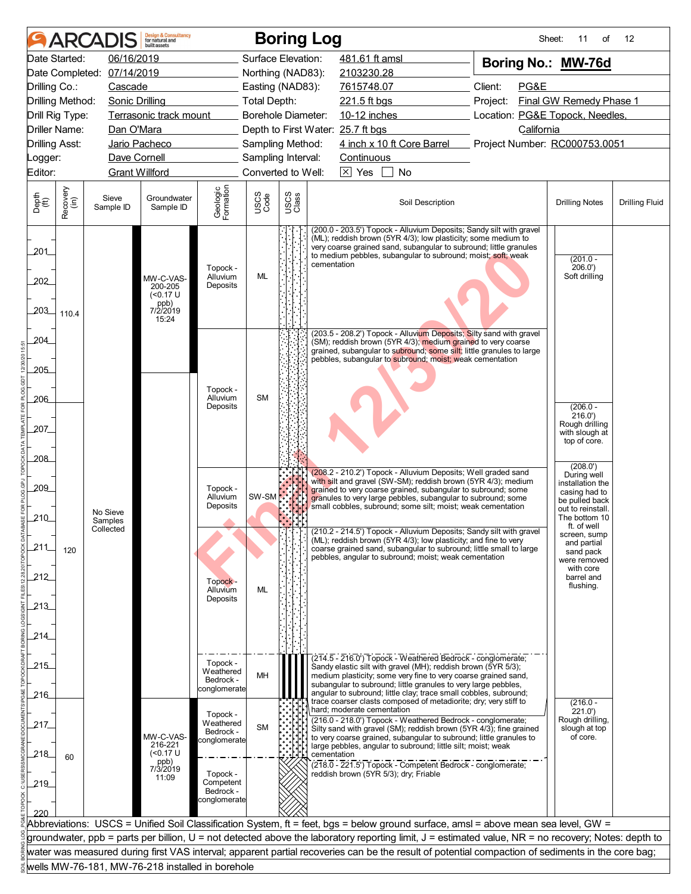# ARCADIS Boring Log

Sheet: 11 of 12

| | | | | | |
|---|---|---|---|---|---|
| Date Started: | 06/16/2019 | Surface Elevation: | 481.61 ft amsl | **Boring No.:** | **MW-76d** |
| Date Completed: | 07/14/2019 | Northing (NAD83): | 2103230.28 | | |
| Drilling Co.: | Cascade | Easting (NAD83): | 7615748.07 | Client: | PG&E |
| Drilling Method: | Sonic Drilling | Total Depth: | 221.5 ft bgs | Project: | Final GW Remedy Phase 1 |
| Drill Rig Type: | Terrasonic track mount | Borehole Diameter: | 10-12 inches | Location: | PG&E Topock, Needles, California |
| Driller Name: | Dan O'Mara | Depth to First Water: | 25.7 ft bgs | | |
| Drilling Asst: | Jario Pacheco | Sampling Method: | 4 inch x 10 ft Core Barrel | Project Number: | RC000753.0051 |
| Logger: | Dave Cornell | Sampling Interval: | Continuous | | |
| Editor: | Grant Willford | Converted to Well: | [X] Yes [ ] No | | |

| Depth (ft) | Recovery (in) | Sieve Sample ID | Groundwater Sample ID | Geologic Formation | USCS Code | Soil Description | Drilling Notes |
|---|---|---|---|---|---|---|---|
| 200–203.5 | 110.4 | No Sieve Samples Collected | MW-C-VAS-200-205 (<0.17 U ppb) 7/2/2019 15:24 | Topock - Alluvium Deposits | ML | (200.0 - 203.5') Topock - Alluvium Deposits; Sandy silt with gravel (ML); reddish brown (5YR 4/3); low plasticity; some medium to very coarse grained sand, subangular to subround; little granules to medium pebbles, subangular to subround; moist; soft; weak cementation | (201.0 - 206.0') Soft drilling |
| 203.5–208.2 | | | | Topock - Alluvium Deposits | SM | (203.5 - 208.2') Topock - Alluvium Deposits; Silty sand with gravel (SM); reddish brown (5YR 4/3); medium grained to very coarse grained, subangular to subround; some silt; little granules to large pebbles, subangular to subround; moist; weak cementation | (206.0 - 216.0') Rough drilling with slough at top of core. |
| 208.2–210.2 | 120 | | | Topock - Alluvium Deposits | SW-SM | (208.2 - 210.2') Topock - Alluvium Deposits; Well graded sand with silt and gravel (SW-SM); reddish brown (5YR 4/3); medium grained to very coarse grained, subangular to subround; some granules to very large pebbles, subangular to subround; some small cobbles, subround; some silt; moist; weak cementation | (208.0') During well installation the casing had to be pulled back out to reinstall. The bottom 10 ft. of well screen, sump and partial sand pack were removed with core barrel and flushing. |
| 210.2–214.5 | | | | Topock - Alluvium Deposits | ML | (210.2 - 214.5') Topock - Alluvium Deposits; Sandy silt with gravel (ML); reddish brown (5YR 4/3); low plasticity; and fine to very coarse grained sand, subangular to subround; little small to large pebbles, angular to subround; moist; weak cementation | |
| 214.5–216.0 | | | | Topock - Weathered Bedrock - conglomerate | MH | (214.5 - 216.0') Topock - Weathered Bedrock - conglomerate; Sandy elastic silt with gravel (MH); reddish brown (5YR 5/3); medium plasticity; some very fine to very coarse grained sand, subangular to subround; little granules to very large pebbles, angular to subround; little clay; trace small cobbles, subround; trace coarser clasts composed of metadiorite; dry; very stiff to hard; moderate cementation | |
| 216.0–218.0 | 60 | | MW-C-VAS-216-221 (<0.17 U ppb) 7/3/2019 11:09 | Topock - Weathered Bedrock - conglomerate | SM | (216.0 - 218.0') Topock - Weathered Bedrock - conglomerate; Silty sand with gravel (SM); reddish brown (5YR 4/3); fine grained to very coarse grained, subangular to subround; little granules to large pebbles, angular to subround; little silt; moist; weak cementation | (216.0 - 221.0') Rough drilling, slough at top of core. |
| 218.0–221.5 | | | | Topock - Competent Bedrock - conglomerate | | (218.0 - 221.5') Topock - Competent Bedrock - conglomerate; reddish brown (5YR 5/3); dry; Friable | |

Abbreviations: USCS = Unified Soil Classification System, ft = feet, bgs = below ground surface, amsl = above mean sea level, GW = groundwater, ppb = parts per billion, U = not detected above the laboratory reporting limit, J = estimated value, NR = no recovery; Notes: depth to water was measured during first VAS interval; apparent partial recoveries can be the result of potential compaction of sediments in the core bag; wells MW-76-181, MW-76-218 installed in borehole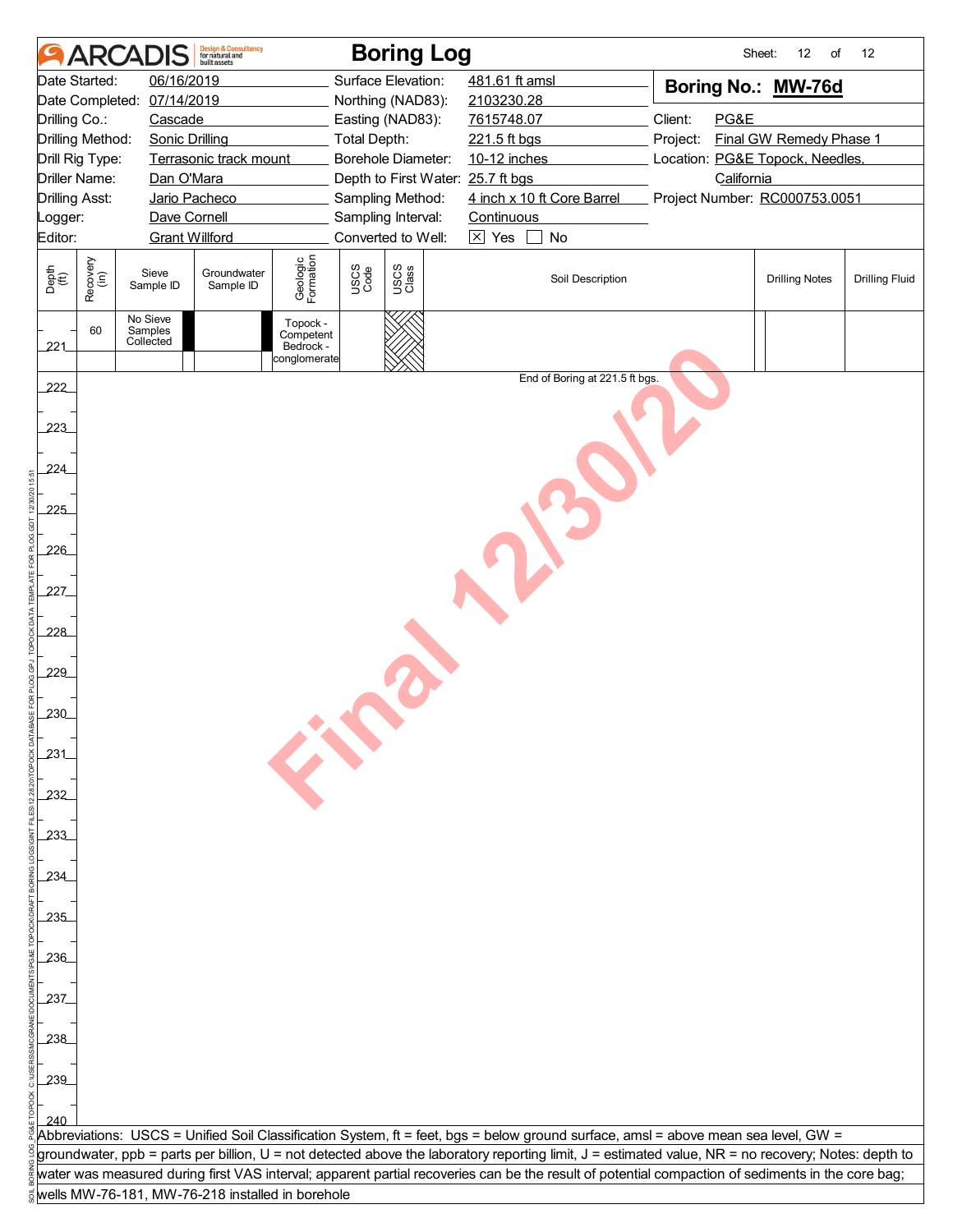# Boring Log

ARCADIS Design & Consultancy for natural and built assets

**Boring No.: MW-76d**

| | | | |
|---|---|---|---|
| Date Started: | 06/16/2019 | Surface Elevation: | 481.61 ft amsl |
| Date Completed: | 07/14/2019 | Northing (NAD83): | 2103230.28 |
| Drilling Co.: | Cascade | Easting (NAD83): | 7615748.07 |
| Drilling Method: | Sonic Drilling | Total Depth: | 221.5 ft bgs |
| Drill Rig Type: | Terrasonic track mount | Borehole Diameter: | 10-12 inches |
| Driller Name: | Dan O'Mara | Depth to First Water: | 25.7 ft bgs |
| Drilling Asst: | Jario Pacheco | Sampling Method: | 4 inch x 10 ft Core Barrel |
| Logger: | Dave Cornell | Sampling Interval: | Continuous |
| Editor: | Grant Willford | Converted to Well: | [X] Yes [ ] No |

Client: PG&E
Project: Final GW Remedy Phase 1
Location: PG&E Topock, Needles, California
Project Number: RC000753.0051

| Depth (ft) | Recovery (in) | Sieve Sample ID | Groundwater Sample ID | Geologic Formation | USCS Code | USCS Class | Soil Description | Drilling Notes | Drilling Fluid |
|---|---|---|---|---|---|---|---|---|---|
| 221 | 60 | No Sieve Samples Collected | | Topock - Competent Bedrock - conglomerate | | | | | |

End of Boring at 221.5 ft bgs.

Final 12/30/20

Abbreviations: USCS = Unified Soil Classification System, ft = feet, bgs = below ground surface, amsl = above mean sea level, GW = groundwater, ppb = parts per billion, U = not detected above the laboratory reporting limit, J = estimated value, NR = no recovery; Notes: depth to water was measured during first VAS interval; apparent partial recoveries can be the result of potential compaction of sediments in the core bag; wells MW-76-181, MW-76-218 installed in borehole